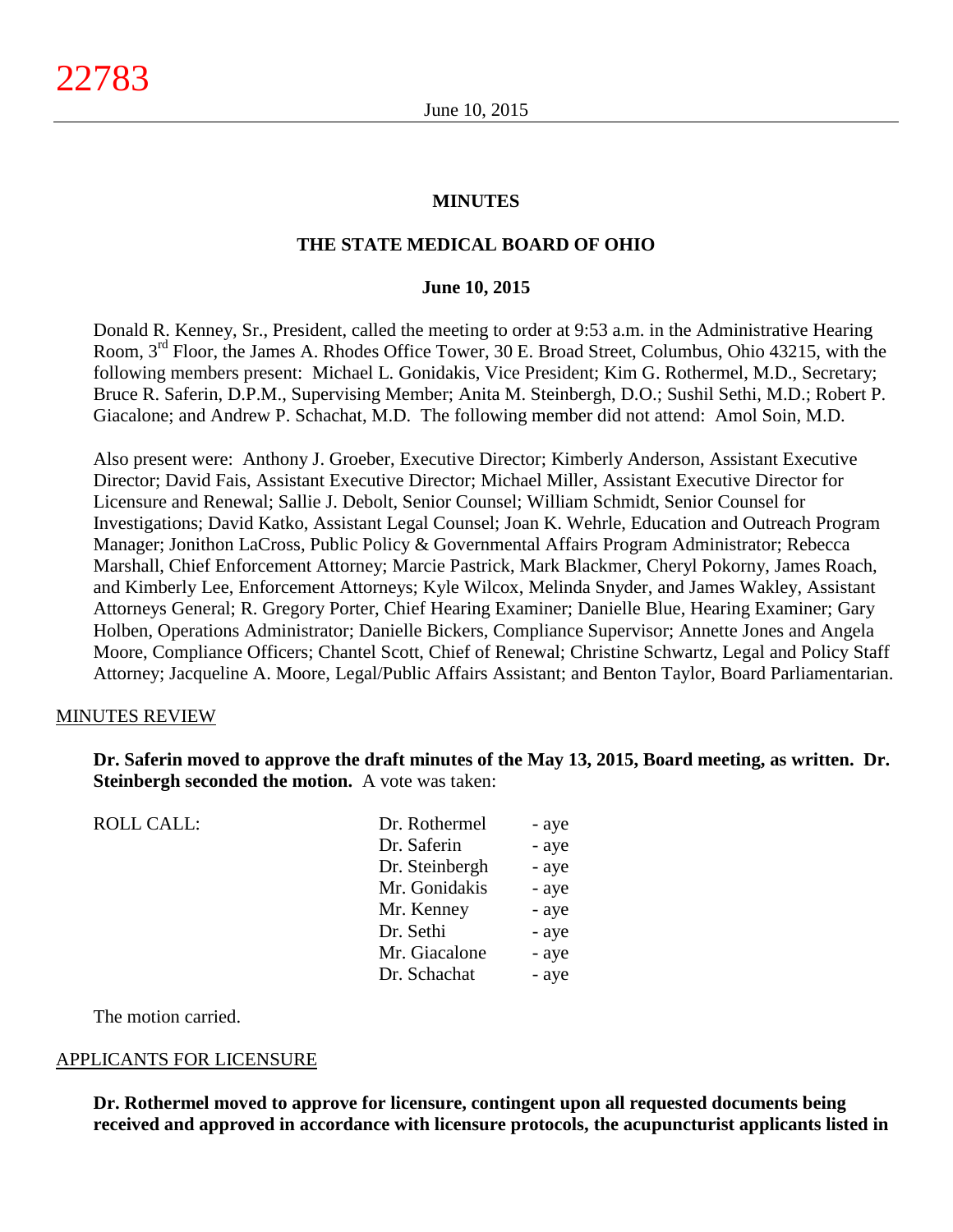**MINUTES**

**THE STATE MEDICAL BOARD OF OHIO**

**June 10, 2015**

Donald R. Kenney, Sr., President, called the meeting to order at 9:53 a.m. in the Administrative Hearing Room, 3rd Floor, the James A. Rhodes Office Tower, 30 E. Broad Street, Columbus, Ohio 43215, with the following members present: Michael L. Gonidakis, Vice President; Kim G. Rothermel, M.D., Secretary; Bruce R. Saferin, D.P.M., Supervising Member; Anita M. Steinbergh, D.O.; Sushil Sethi, M.D.; Robert P. Giacalone; and Andrew P. Schachat, M.D. The following member did not attend: Amol Soin, M.D.

Also present were: Anthony J. Groeber, Executive Director; Kimberly Anderson, Assistant Executive Director; David Fais, Assistant Executive Director; Michael Miller, Assistant Executive Director for Licensure and Renewal; Sallie J. Debolt, Senior Counsel; William Schmidt, Senior Counsel for Investigations; David Katko, Assistant Legal Counsel; Joan K. Wehrle, Education and Outreach Program Manager; Jonithon LaCross, Public Policy & Governmental Affairs Program Administrator; Rebecca Marshall, Chief Enforcement Attorney; Marcie Pastrick, Mark Blackmer, Cheryl Pokorny, James Roach, and Kimberly Lee, Enforcement Attorneys; Kyle Wilcox, Melinda Snyder, and James Wakley, Assistant Attorneys General; R. Gregory Porter, Chief Hearing Examiner; Danielle Blue, Hearing Examiner; Gary Holben, Operations Administrator; Danielle Bickers, Compliance Supervisor; Annette Jones and Angela Moore, Compliance Officers; Chantel Scott, Chief of Renewal; Christine Schwartz, Legal and Policy Staff Attorney; Jacqueline A. Moore, Legal/Public Affairs Assistant; and Benton Taylor, Board Parliamentarian.

MINUTES REVIEW

**Dr. Saferin moved to approve the draft minutes of the May 13, 2015, Board meeting, as written. Dr. Steinbergh seconded the motion.** A vote was taken:

| ROLL CALL: | Dr. Rothermel | - aye |
|---|---|---|
| | Dr. Saferin | - aye |
| | Dr. Steinbergh | - aye |
| | Mr. Gonidakis | - aye |
| | Mr. Kenney | - aye |
| | Dr. Sethi | - aye |
| | Mr. Giacalone | - aye |
| | Dr. Schachat | - aye |

The motion carried.

APPLICANTS FOR LICENSURE

**Dr. Rothermel moved to approve for licensure, contingent upon all requested documents being received and approved in accordance with licensure protocols, the acupuncturist applicants listed in**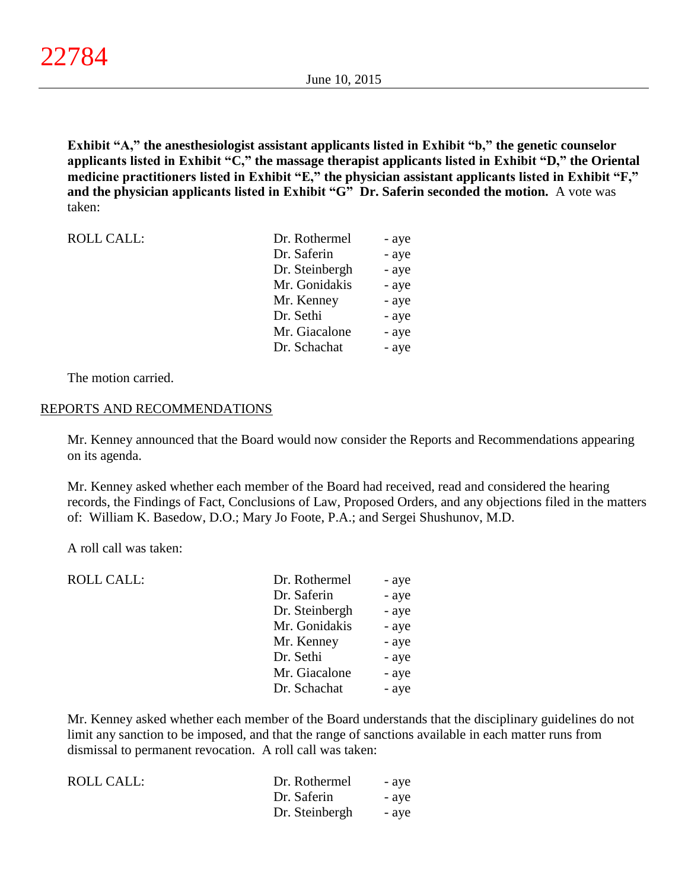**Exhibit "A," the anesthesiologist assistant applicants listed in Exhibit "b," the genetic counselor applicants listed in Exhibit "C," the massage therapist applicants listed in Exhibit "D," the Oriental medicine practitioners listed in Exhibit "E," the physician assistant applicants listed in Exhibit "F," and the physician applicants listed in Exhibit "G" Dr. Saferin seconded the motion.** A vote was taken:

| ROLL CALL: | | |
|---|---|---|
| | Dr. Rothermel | - aye |
| | Dr. Saferin | - aye |
| | Dr. Steinbergh | - aye |
| | Mr. Gonidakis | - aye |
| | Mr. Kenney | - aye |
| | Dr. Sethi | - aye |
| | Mr. Giacalone | - aye |
| | Dr. Schachat | - aye |

The motion carried.

## REPORTS AND RECOMMENDATIONS

Mr. Kenney announced that the Board would now consider the Reports and Recommendations appearing on its agenda.

Mr. Kenney asked whether each member of the Board had received, read and considered the hearing records, the Findings of Fact, Conclusions of Law, Proposed Orders, and any objections filed in the matters of: William K. Basedow, D.O.; Mary Jo Foote, P.A.; and Sergei Shushunov, M.D.

A roll call was taken:

| ROLL CALL: | | |
|---|---|---|
| | Dr. Rothermel | - aye |
| | Dr. Saferin | - aye |
| | Dr. Steinbergh | - aye |
| | Mr. Gonidakis | - aye |
| | Mr. Kenney | - aye |
| | Dr. Sethi | - aye |
| | Mr. Giacalone | - aye |
| | Dr. Schachat | - aye |

Mr. Kenney asked whether each member of the Board understands that the disciplinary guidelines do not limit any sanction to be imposed, and that the range of sanctions available in each matter runs from dismissal to permanent revocation. A roll call was taken:

| ROLL CALL: | | |
|---|---|---|
| | Dr. Rothermel | - aye |
| | Dr. Saferin | - aye |
| | Dr. Steinbergh | - aye |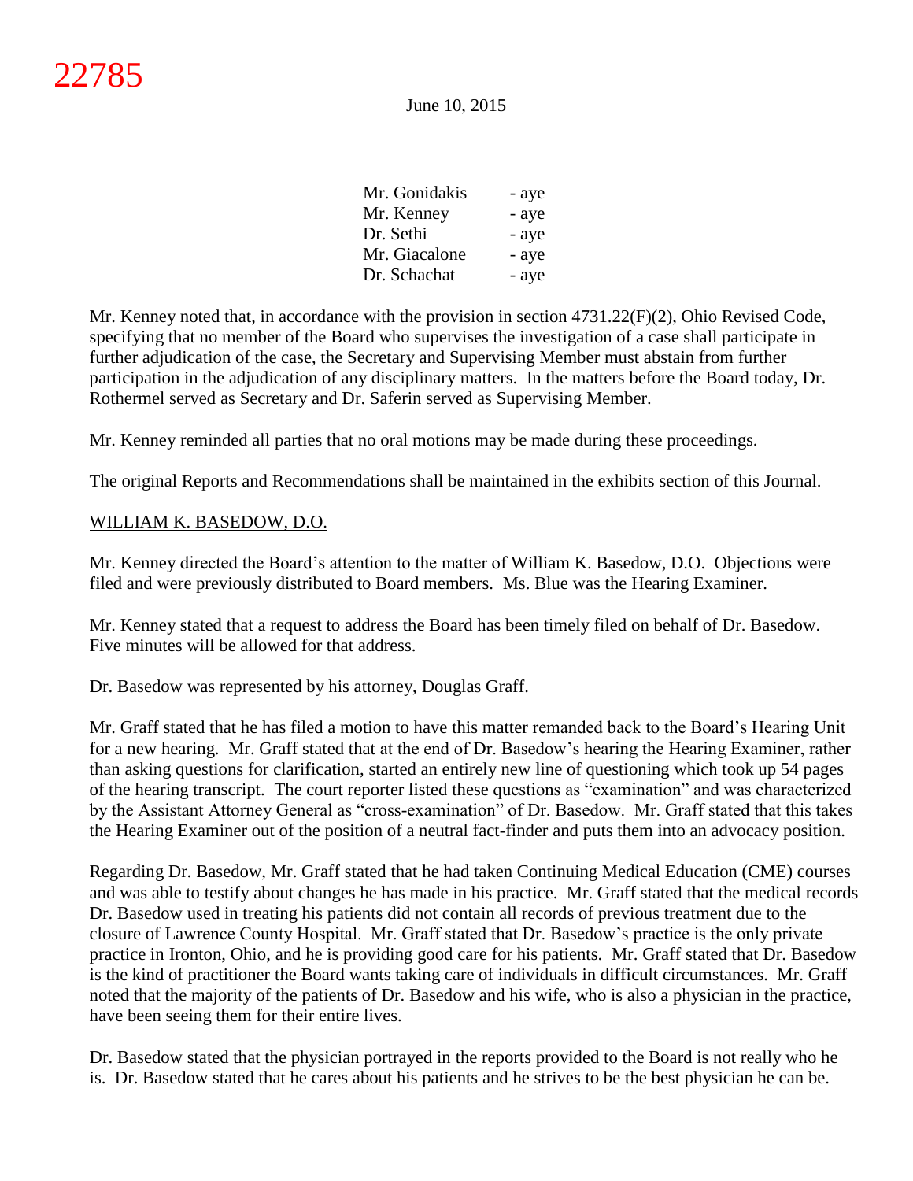| | |
|---|---|
| Mr. Gonidakis | - aye |
| Mr. Kenney | - aye |
| Dr. Sethi | - aye |
| Mr. Giacalone | - aye |
| Dr. Schachat | - aye |

Mr. Kenney noted that, in accordance with the provision in section 4731.22(F)(2), Ohio Revised Code, specifying that no member of the Board who supervises the investigation of a case shall participate in further adjudication of the case, the Secretary and Supervising Member must abstain from further participation in the adjudication of any disciplinary matters. In the matters before the Board today, Dr. Rothermel served as Secretary and Dr. Saferin served as Supervising Member.

Mr. Kenney reminded all parties that no oral motions may be made during these proceedings.

The original Reports and Recommendations shall be maintained in the exhibits section of this Journal.

WILLIAM K. BASEDOW, D.O.

Mr. Kenney directed the Board's attention to the matter of William K. Basedow, D.O. Objections were filed and were previously distributed to Board members. Ms. Blue was the Hearing Examiner.

Mr. Kenney stated that a request to address the Board has been timely filed on behalf of Dr. Basedow. Five minutes will be allowed for that address.

Dr. Basedow was represented by his attorney, Douglas Graff.

Mr. Graff stated that he has filed a motion to have this matter remanded back to the Board's Hearing Unit for a new hearing. Mr. Graff stated that at the end of Dr. Basedow's hearing the Hearing Examiner, rather than asking questions for clarification, started an entirely new line of questioning which took up 54 pages of the hearing transcript. The court reporter listed these questions as "examination" and was characterized by the Assistant Attorney General as "cross-examination" of Dr. Basedow. Mr. Graff stated that this takes the Hearing Examiner out of the position of a neutral fact-finder and puts them into an advocacy position.

Regarding Dr. Basedow, Mr. Graff stated that he had taken Continuing Medical Education (CME) courses and was able to testify about changes he has made in his practice. Mr. Graff stated that the medical records Dr. Basedow used in treating his patients did not contain all records of previous treatment due to the closure of Lawrence County Hospital. Mr. Graff stated that Dr. Basedow's practice is the only private practice in Ironton, Ohio, and he is providing good care for his patients. Mr. Graff stated that Dr. Basedow is the kind of practitioner the Board wants taking care of individuals in difficult circumstances. Mr. Graff noted that the majority of the patients of Dr. Basedow and his wife, who is also a physician in the practice, have been seeing them for their entire lives.

Dr. Basedow stated that the physician portrayed in the reports provided to the Board is not really who he is. Dr. Basedow stated that he cares about his patients and he strives to be the best physician he can be.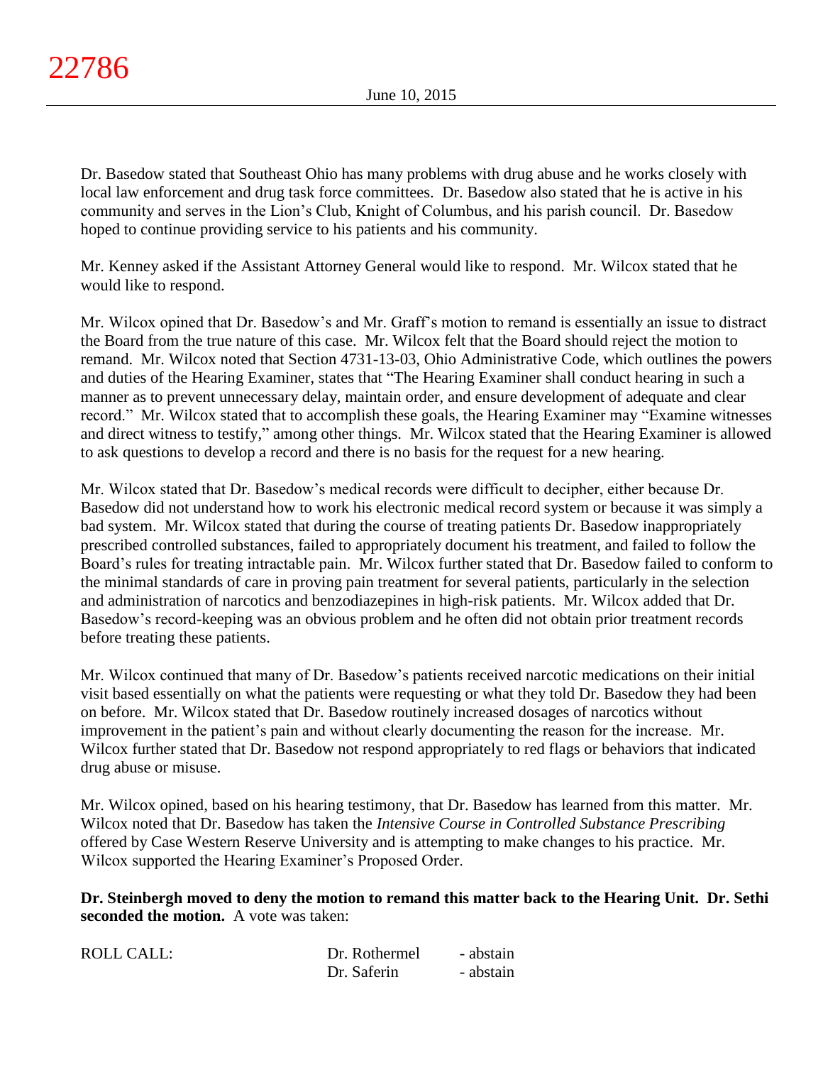Dr. Basedow stated that Southeast Ohio has many problems with drug abuse and he works closely with local law enforcement and drug task force committees. Dr. Basedow also stated that he is active in his community and serves in the Lion's Club, Knight of Columbus, and his parish council. Dr. Basedow hoped to continue providing service to his patients and his community.

Mr. Kenney asked if the Assistant Attorney General would like to respond. Mr. Wilcox stated that he would like to respond.

Mr. Wilcox opined that Dr. Basedow's and Mr. Graff's motion to remand is essentially an issue to distract the Board from the true nature of this case. Mr. Wilcox felt that the Board should reject the motion to remand. Mr. Wilcox noted that Section 4731-13-03, Ohio Administrative Code, which outlines the powers and duties of the Hearing Examiner, states that "The Hearing Examiner shall conduct hearing in such a manner as to prevent unnecessary delay, maintain order, and ensure development of adequate and clear record." Mr. Wilcox stated that to accomplish these goals, the Hearing Examiner may "Examine witnesses and direct witness to testify," among other things. Mr. Wilcox stated that the Hearing Examiner is allowed to ask questions to develop a record and there is no basis for the request for a new hearing.

Mr. Wilcox stated that Dr. Basedow's medical records were difficult to decipher, either because Dr. Basedow did not understand how to work his electronic medical record system or because it was simply a bad system. Mr. Wilcox stated that during the course of treating patients Dr. Basedow inappropriately prescribed controlled substances, failed to appropriately document his treatment, and failed to follow the Board's rules for treating intractable pain. Mr. Wilcox further stated that Dr. Basedow failed to conform to the minimal standards of care in proving pain treatment for several patients, particularly in the selection and administration of narcotics and benzodiazepines in high-risk patients. Mr. Wilcox added that Dr. Basedow's record-keeping was an obvious problem and he often did not obtain prior treatment records before treating these patients.

Mr. Wilcox continued that many of Dr. Basedow's patients received narcotic medications on their initial visit based essentially on what the patients were requesting or what they told Dr. Basedow they had been on before. Mr. Wilcox stated that Dr. Basedow routinely increased dosages of narcotics without improvement in the patient's pain and without clearly documenting the reason for the increase. Mr. Wilcox further stated that Dr. Basedow not respond appropriately to red flags or behaviors that indicated drug abuse or misuse.

Mr. Wilcox opined, based on his hearing testimony, that Dr. Basedow has learned from this matter. Mr. Wilcox noted that Dr. Basedow has taken the *Intensive Course in Controlled Substance Prescribing* offered by Case Western Reserve University and is attempting to make changes to his practice. Mr. Wilcox supported the Hearing Examiner's Proposed Order.

**Dr. Steinbergh moved to deny the motion to remand this matter back to the Hearing Unit. Dr. Sethi seconded the motion.** A vote was taken:

| ROLL CALL: | Dr. Rothermel | - abstain |
|---|---|---|
| | Dr. Saferin | - abstain |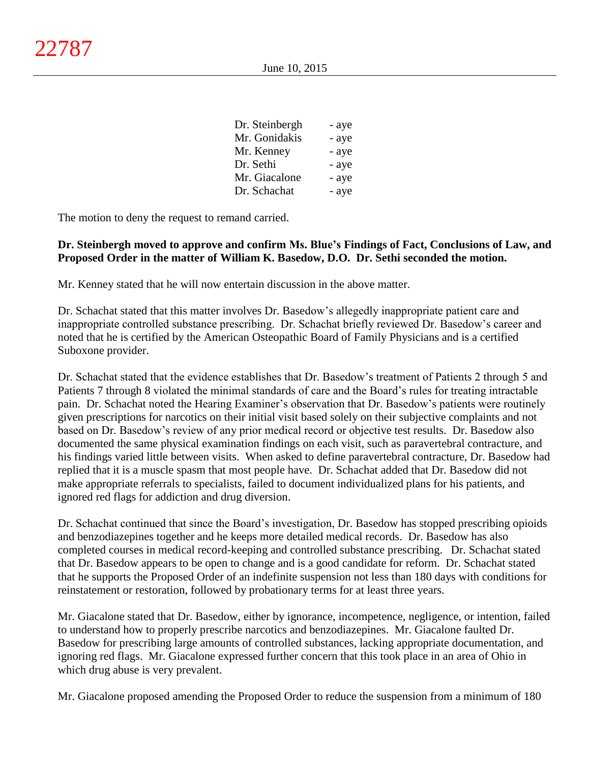| | |
|---|---|
| Dr. Steinbergh | - aye |
| Mr. Gonidakis | - aye |
| Mr. Kenney | - aye |
| Dr. Sethi | - aye |
| Mr. Giacalone | - aye |
| Dr. Schachat | - aye |

The motion to deny the request to remand carried.

**Dr. Steinbergh moved to approve and confirm Ms. Blue's Findings of Fact, Conclusions of Law, and Proposed Order in the matter of William K. Basedow, D.O. Dr. Sethi seconded the motion.**

Mr. Kenney stated that he will now entertain discussion in the above matter.

Dr. Schachat stated that this matter involves Dr. Basedow's allegedly inappropriate patient care and inappropriate controlled substance prescribing. Dr. Schachat briefly reviewed Dr. Basedow's career and noted that he is certified by the American Osteopathic Board of Family Physicians and is a certified Suboxone provider.

Dr. Schachat stated that the evidence establishes that Dr. Basedow's treatment of Patients 2 through 5 and Patients 7 through 8 violated the minimal standards of care and the Board's rules for treating intractable pain. Dr. Schachat noted the Hearing Examiner's observation that Dr. Basedow's patients were routinely given prescriptions for narcotics on their initial visit based solely on their subjective complaints and not based on Dr. Basedow's review of any prior medical record or objective test results. Dr. Basedow also documented the same physical examination findings on each visit, such as paravertebral contracture, and his findings varied little between visits. When asked to define paravertebral contracture, Dr. Basedow had replied that it is a muscle spasm that most people have. Dr. Schachat added that Dr. Basedow did not make appropriate referrals to specialists, failed to document individualized plans for his patients, and ignored red flags for addiction and drug diversion.

Dr. Schachat continued that since the Board's investigation, Dr. Basedow has stopped prescribing opioids and benzodiazepines together and he keeps more detailed medical records. Dr. Basedow has also completed courses in medical record-keeping and controlled substance prescribing. Dr. Schachat stated that Dr. Basedow appears to be open to change and is a good candidate for reform. Dr. Schachat stated that he supports the Proposed Order of an indefinite suspension not less than 180 days with conditions for reinstatement or restoration, followed by probationary terms for at least three years.

Mr. Giacalone stated that Dr. Basedow, either by ignorance, incompetence, negligence, or intention, failed to understand how to properly prescribe narcotics and benzodiazepines. Mr. Giacalone faulted Dr. Basedow for prescribing large amounts of controlled substances, lacking appropriate documentation, and ignoring red flags. Mr. Giacalone expressed further concern that this took place in an area of Ohio in which drug abuse is very prevalent.

Mr. Giacalone proposed amending the Proposed Order to reduce the suspension from a minimum of 180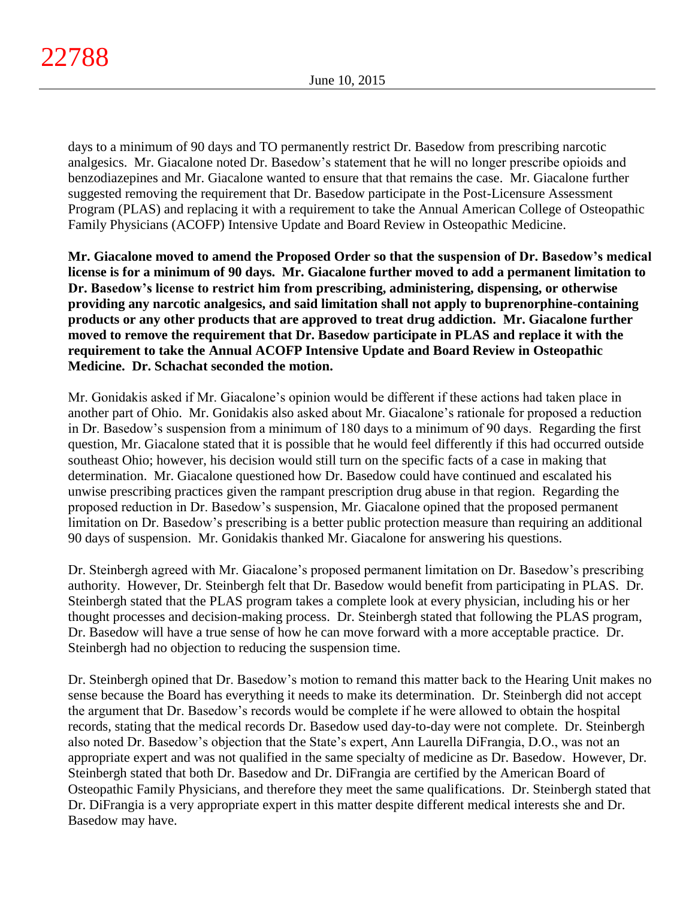days to a minimum of 90 days and TO permanently restrict Dr. Basedow from prescribing narcotic analgesics. Mr. Giacalone noted Dr. Basedow's statement that he will no longer prescribe opioids and benzodiazepines and Mr. Giacalone wanted to ensure that that remains the case. Mr. Giacalone further suggested removing the requirement that Dr. Basedow participate in the Post-Licensure Assessment Program (PLAS) and replacing it with a requirement to take the Annual American College of Osteopathic Family Physicians (ACOFP) Intensive Update and Board Review in Osteopathic Medicine.

**Mr. Giacalone moved to amend the Proposed Order so that the suspension of Dr. Basedow's medical license is for a minimum of 90 days. Mr. Giacalone further moved to add a permanent limitation to Dr. Basedow's license to restrict him from prescribing, administering, dispensing, or otherwise providing any narcotic analgesics, and said limitation shall not apply to buprenorphine-containing products or any other products that are approved to treat drug addiction. Mr. Giacalone further moved to remove the requirement that Dr. Basedow participate in PLAS and replace it with the requirement to take the Annual ACOFP Intensive Update and Board Review in Osteopathic Medicine. Dr. Schachat seconded the motion.**

Mr. Gonidakis asked if Mr. Giacalone's opinion would be different if these actions had taken place in another part of Ohio. Mr. Gonidakis also asked about Mr. Giacalone's rationale for proposed a reduction in Dr. Basedow's suspension from a minimum of 180 days to a minimum of 90 days. Regarding the first question, Mr. Giacalone stated that it is possible that he would feel differently if this had occurred outside southeast Ohio; however, his decision would still turn on the specific facts of a case in making that determination. Mr. Giacalone questioned how Dr. Basedow could have continued and escalated his unwise prescribing practices given the rampant prescription drug abuse in that region. Regarding the proposed reduction in Dr. Basedow's suspension, Mr. Giacalone opined that the proposed permanent limitation on Dr. Basedow's prescribing is a better public protection measure than requiring an additional 90 days of suspension. Mr. Gonidakis thanked Mr. Giacalone for answering his questions.

Dr. Steinbergh agreed with Mr. Giacalone's proposed permanent limitation on Dr. Basedow's prescribing authority. However, Dr. Steinbergh felt that Dr. Basedow would benefit from participating in PLAS. Dr. Steinbergh stated that the PLAS program takes a complete look at every physician, including his or her thought processes and decision-making process. Dr. Steinbergh stated that following the PLAS program, Dr. Basedow will have a true sense of how he can move forward with a more acceptable practice. Dr. Steinbergh had no objection to reducing the suspension time.

Dr. Steinbergh opined that Dr. Basedow's motion to remand this matter back to the Hearing Unit makes no sense because the Board has everything it needs to make its determination. Dr. Steinbergh did not accept the argument that Dr. Basedow's records would be complete if he were allowed to obtain the hospital records, stating that the medical records Dr. Basedow used day-to-day were not complete. Dr. Steinbergh also noted Dr. Basedow's objection that the State's expert, Ann Laurella DiFrangia, D.O., was not an appropriate expert and was not qualified in the same specialty of medicine as Dr. Basedow. However, Dr. Steinbergh stated that both Dr. Basedow and Dr. DiFrangia are certified by the American Board of Osteopathic Family Physicians, and therefore they meet the same qualifications. Dr. Steinbergh stated that Dr. DiFrangia is a very appropriate expert in this matter despite different medical interests she and Dr. Basedow may have.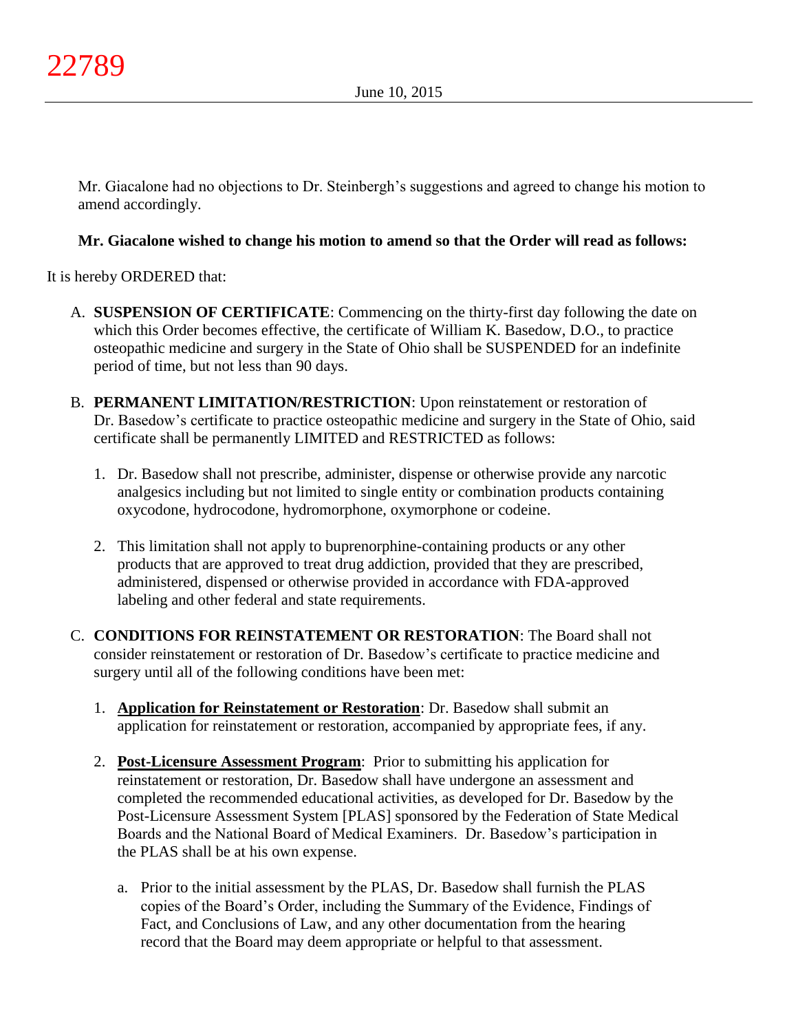Mr. Giacalone had no objections to Dr. Steinbergh's suggestions and agreed to change his motion to amend accordingly.

**Mr. Giacalone wished to change his motion to amend so that the Order will read as follows:**

It is hereby ORDERED that:

A. **SUSPENSION OF CERTIFICATE**: Commencing on the thirty-first day following the date on which this Order becomes effective, the certificate of William K. Basedow, D.O., to practice osteopathic medicine and surgery in the State of Ohio shall be SUSPENDED for an indefinite period of time, but not less than 90 days.

B. **PERMANENT LIMITATION/RESTRICTION**: Upon reinstatement or restoration of Dr. Basedow's certificate to practice osteopathic medicine and surgery in the State of Ohio, said certificate shall be permanently LIMITED and RESTRICTED as follows:

   1. Dr. Basedow shall not prescribe, administer, dispense or otherwise provide any narcotic analgesics including but not limited to single entity or combination products containing oxycodone, hydrocodone, hydromorphone, oxymorphone or codeine.

   2. This limitation shall not apply to buprenorphine-containing products or any other products that are approved to treat drug addiction, provided that they are prescribed, administered, dispensed or otherwise provided in accordance with FDA-approved labeling and other federal and state requirements.

C. **CONDITIONS FOR REINSTATEMENT OR RESTORATION**: The Board shall not consider reinstatement or restoration of Dr. Basedow's certificate to practice medicine and surgery until all of the following conditions have been met:

   1. **Application for Reinstatement or Restoration**: Dr. Basedow shall submit an application for reinstatement or restoration, accompanied by appropriate fees, if any.

   2. **Post-Licensure Assessment Program**: Prior to submitting his application for reinstatement or restoration, Dr. Basedow shall have undergone an assessment and completed the recommended educational activities, as developed for Dr. Basedow by the Post-Licensure Assessment System [PLAS] sponsored by the Federation of State Medical Boards and the National Board of Medical Examiners. Dr. Basedow's participation in the PLAS shall be at his own expense.

      a. Prior to the initial assessment by the PLAS, Dr. Basedow shall furnish the PLAS copies of the Board's Order, including the Summary of the Evidence, Findings of Fact, and Conclusions of Law, and any other documentation from the hearing record that the Board may deem appropriate or helpful to that assessment.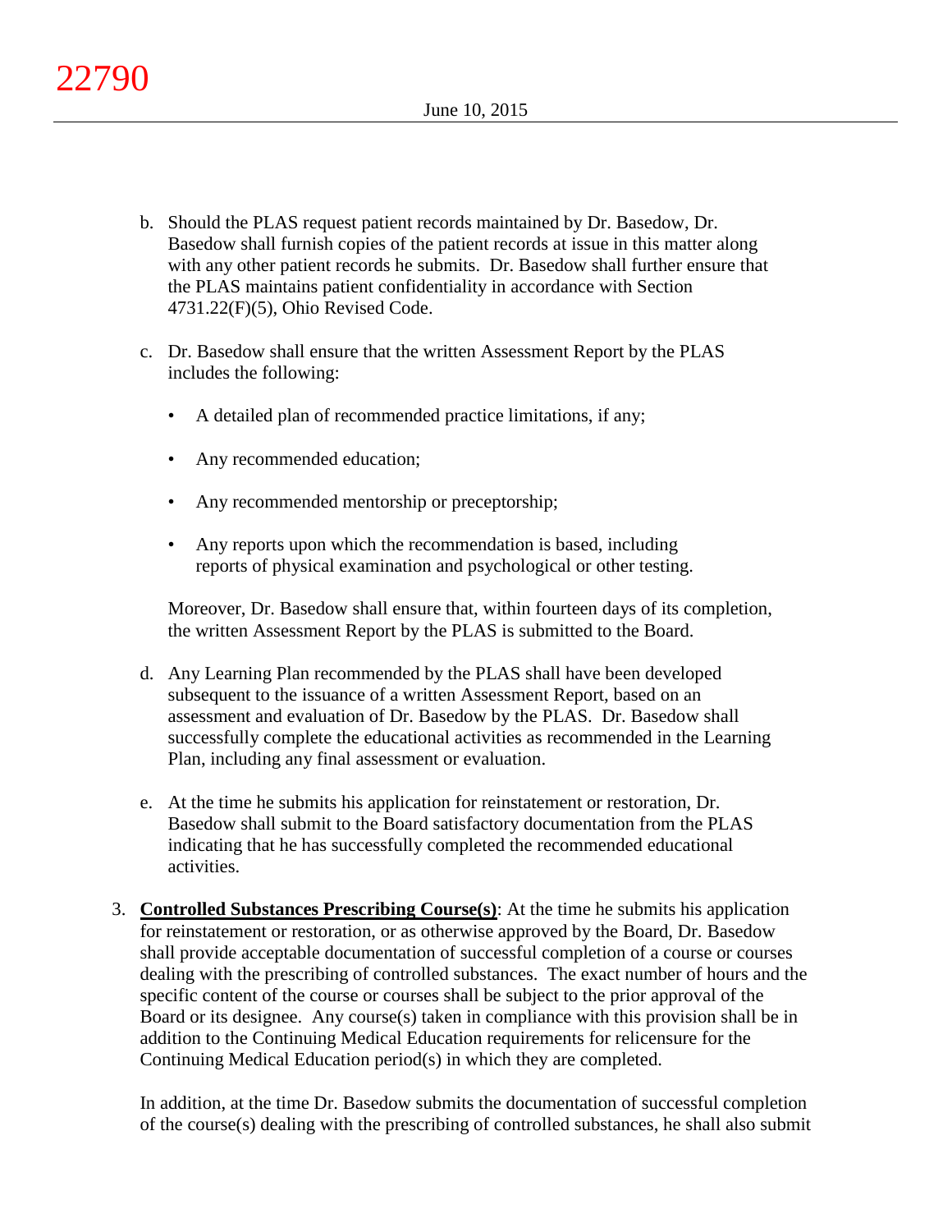b. Should the PLAS request patient records maintained by Dr. Basedow, Dr. Basedow shall furnish copies of the patient records at issue in this matter along with any other patient records he submits. Dr. Basedow shall further ensure that the PLAS maintains patient confidentiality in accordance with Section 4731.22(F)(5), Ohio Revised Code.

c. Dr. Basedow shall ensure that the written Assessment Report by the PLAS includes the following:

   - A detailed plan of recommended practice limitations, if any;
   - Any recommended education;
   - Any recommended mentorship or preceptorship;
   - Any reports upon which the recommendation is based, including reports of physical examination and psychological or other testing.

   Moreover, Dr. Basedow shall ensure that, within fourteen days of its completion, the written Assessment Report by the PLAS is submitted to the Board.

d. Any Learning Plan recommended by the PLAS shall have been developed subsequent to the issuance of a written Assessment Report, based on an assessment and evaluation of Dr. Basedow by the PLAS. Dr. Basedow shall successfully complete the educational activities as recommended in the Learning Plan, including any final assessment or evaluation.

e. At the time he submits his application for reinstatement or restoration, Dr. Basedow shall submit to the Board satisfactory documentation from the PLAS indicating that he has successfully completed the recommended educational activities.

3. **Controlled Substances Prescribing Course(s)**: At the time he submits his application for reinstatement or restoration, or as otherwise approved by the Board, Dr. Basedow shall provide acceptable documentation of successful completion of a course or courses dealing with the prescribing of controlled substances. The exact number of hours and the specific content of the course or courses shall be subject to the prior approval of the Board or its designee. Any course(s) taken in compliance with this provision shall be in addition to the Continuing Medical Education requirements for relicensure for the Continuing Medical Education period(s) in which they are completed.

   In addition, at the time Dr. Basedow submits the documentation of successful completion of the course(s) dealing with the prescribing of controlled substances, he shall also submit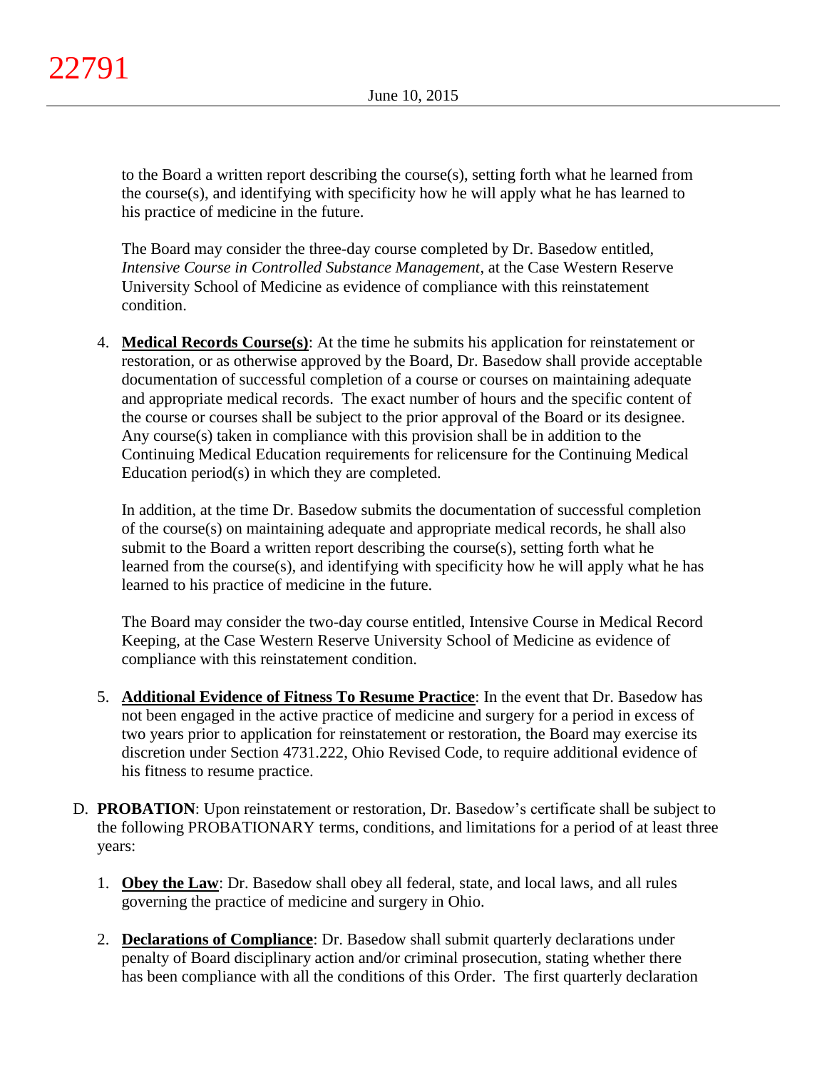to the Board a written report describing the course(s), setting forth what he learned from the course(s), and identifying with specificity how he will apply what he has learned to his practice of medicine in the future.

The Board may consider the three-day course completed by Dr. Basedow entitled, *Intensive Course in Controlled Substance Management*, at the Case Western Reserve University School of Medicine as evidence of compliance with this reinstatement condition.

4. **<u>Medical Records Course(s)</u>**: At the time he submits his application for reinstatement or restoration, or as otherwise approved by the Board, Dr. Basedow shall provide acceptable documentation of successful completion of a course or courses on maintaining adequate and appropriate medical records. The exact number of hours and the specific content of the course or courses shall be subject to the prior approval of the Board or its designee. Any course(s) taken in compliance with this provision shall be in addition to the Continuing Medical Education requirements for relicensure for the Continuing Medical Education period(s) in which they are completed.

   In addition, at the time Dr. Basedow submits the documentation of successful completion of the course(s) on maintaining adequate and appropriate medical records, he shall also submit to the Board a written report describing the course(s), setting forth what he learned from the course(s), and identifying with specificity how he will apply what he has learned to his practice of medicine in the future.

   The Board may consider the two-day course entitled, Intensive Course in Medical Record Keeping, at the Case Western Reserve University School of Medicine as evidence of compliance with this reinstatement condition.

5. **<u>Additional Evidence of Fitness To Resume Practice</u>**: In the event that Dr. Basedow has not been engaged in the active practice of medicine and surgery for a period in excess of two years prior to application for reinstatement or restoration, the Board may exercise its discretion under Section 4731.222, Ohio Revised Code, to require additional evidence of his fitness to resume practice.

D. **PROBATION**: Upon reinstatement or restoration, Dr. Basedow's certificate shall be subject to the following PROBATIONARY terms, conditions, and limitations for a period of at least three years:

1. **<u>Obey the Law</u>**: Dr. Basedow shall obey all federal, state, and local laws, and all rules governing the practice of medicine and surgery in Ohio.

2. **<u>Declarations of Compliance</u>**: Dr. Basedow shall submit quarterly declarations under penalty of Board disciplinary action and/or criminal prosecution, stating whether there has been compliance with all the conditions of this Order. The first quarterly declaration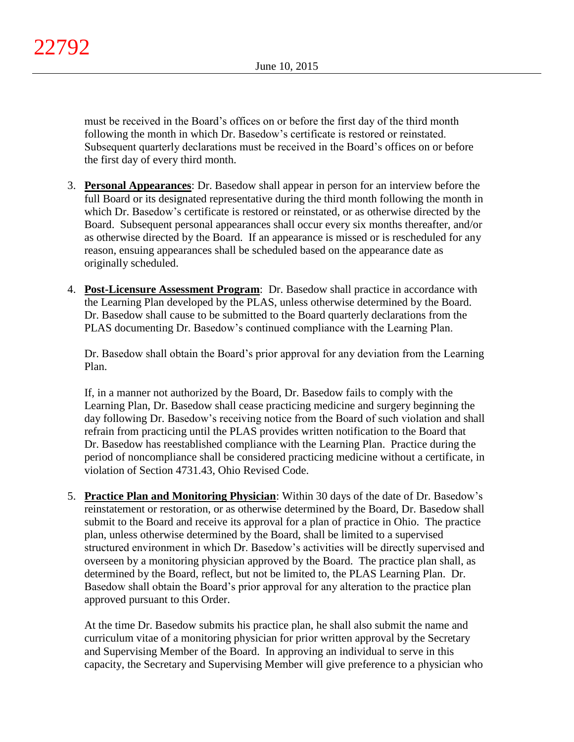must be received in the Board's offices on or before the first day of the third month following the month in which Dr. Basedow's certificate is restored or reinstated. Subsequent quarterly declarations must be received in the Board's offices on or before the first day of every third month.

3. **Personal Appearances**: Dr. Basedow shall appear in person for an interview before the full Board or its designated representative during the third month following the month in which Dr. Basedow's certificate is restored or reinstated, or as otherwise directed by the Board. Subsequent personal appearances shall occur every six months thereafter, and/or as otherwise directed by the Board. If an appearance is missed or is rescheduled for any reason, ensuing appearances shall be scheduled based on the appearance date as originally scheduled.

4. **Post-Licensure Assessment Program**: Dr. Basedow shall practice in accordance with the Learning Plan developed by the PLAS, unless otherwise determined by the Board. Dr. Basedow shall cause to be submitted to the Board quarterly declarations from the PLAS documenting Dr. Basedow's continued compliance with the Learning Plan.

   Dr. Basedow shall obtain the Board's prior approval for any deviation from the Learning Plan.

   If, in a manner not authorized by the Board, Dr. Basedow fails to comply with the Learning Plan, Dr. Basedow shall cease practicing medicine and surgery beginning the day following Dr. Basedow's receiving notice from the Board of such violation and shall refrain from practicing until the PLAS provides written notification to the Board that Dr. Basedow has reestablished compliance with the Learning Plan. Practice during the period of noncompliance shall be considered practicing medicine without a certificate, in violation of Section 4731.43, Ohio Revised Code.

5. **Practice Plan and Monitoring Physician**: Within 30 days of the date of Dr. Basedow's reinstatement or restoration, or as otherwise determined by the Board, Dr. Basedow shall submit to the Board and receive its approval for a plan of practice in Ohio. The practice plan, unless otherwise determined by the Board, shall be limited to a supervised structured environment in which Dr. Basedow's activities will be directly supervised and overseen by a monitoring physician approved by the Board. The practice plan shall, as determined by the Board, reflect, but not be limited to, the PLAS Learning Plan. Dr. Basedow shall obtain the Board's prior approval for any alteration to the practice plan approved pursuant to this Order.

   At the time Dr. Basedow submits his practice plan, he shall also submit the name and curriculum vitae of a monitoring physician for prior written approval by the Secretary and Supervising Member of the Board. In approving an individual to serve in this capacity, the Secretary and Supervising Member will give preference to a physician who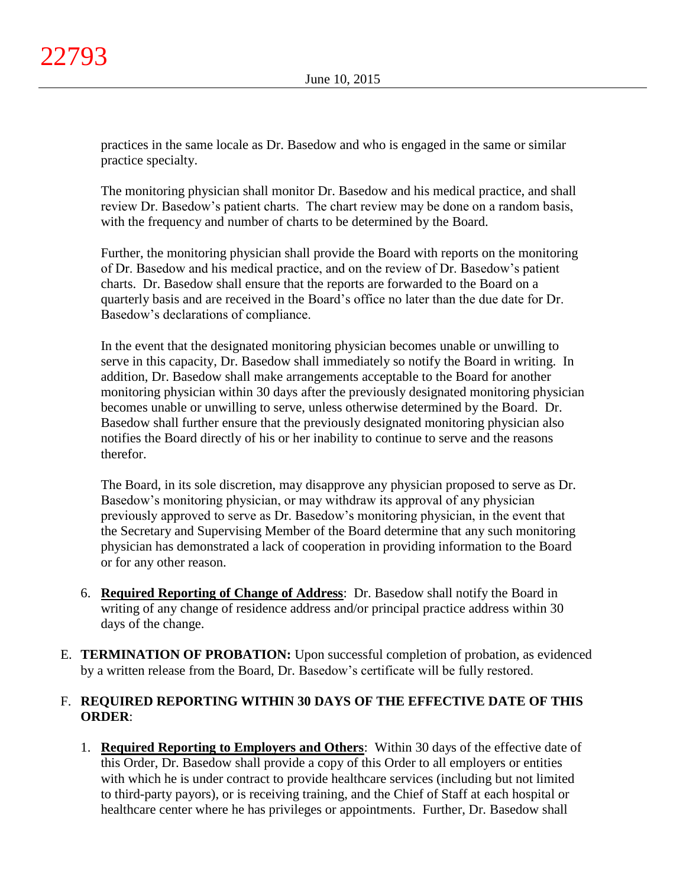practices in the same locale as Dr. Basedow and who is engaged in the same or similar practice specialty.

The monitoring physician shall monitor Dr. Basedow and his medical practice, and shall review Dr. Basedow's patient charts. The chart review may be done on a random basis, with the frequency and number of charts to be determined by the Board.

Further, the monitoring physician shall provide the Board with reports on the monitoring of Dr. Basedow and his medical practice, and on the review of Dr. Basedow's patient charts. Dr. Basedow shall ensure that the reports are forwarded to the Board on a quarterly basis and are received in the Board's office no later than the due date for Dr. Basedow's declarations of compliance.

In the event that the designated monitoring physician becomes unable or unwilling to serve in this capacity, Dr. Basedow shall immediately so notify the Board in writing. In addition, Dr. Basedow shall make arrangements acceptable to the Board for another monitoring physician within 30 days after the previously designated monitoring physician becomes unable or unwilling to serve, unless otherwise determined by the Board. Dr. Basedow shall further ensure that the previously designated monitoring physician also notifies the Board directly of his or her inability to continue to serve and the reasons therefor.

The Board, in its sole discretion, may disapprove any physician proposed to serve as Dr. Basedow's monitoring physician, or may withdraw its approval of any physician previously approved to serve as Dr. Basedow's monitoring physician, in the event that the Secretary and Supervising Member of the Board determine that any such monitoring physician has demonstrated a lack of cooperation in providing information to the Board or for any other reason.

6. **Required Reporting of Change of Address**: Dr. Basedow shall notify the Board in writing of any change of residence address and/or principal practice address within 30 days of the change.

E. **TERMINATION OF PROBATION:** Upon successful completion of probation, as evidenced by a written release from the Board, Dr. Basedow's certificate will be fully restored.

F. **REQUIRED REPORTING WITHIN 30 DAYS OF THE EFFECTIVE DATE OF THIS ORDER**:

1. **Required Reporting to Employers and Others**: Within 30 days of the effective date of this Order, Dr. Basedow shall provide a copy of this Order to all employers or entities with which he is under contract to provide healthcare services (including but not limited to third-party payors), or is receiving training, and the Chief of Staff at each hospital or healthcare center where he has privileges or appointments. Further, Dr. Basedow shall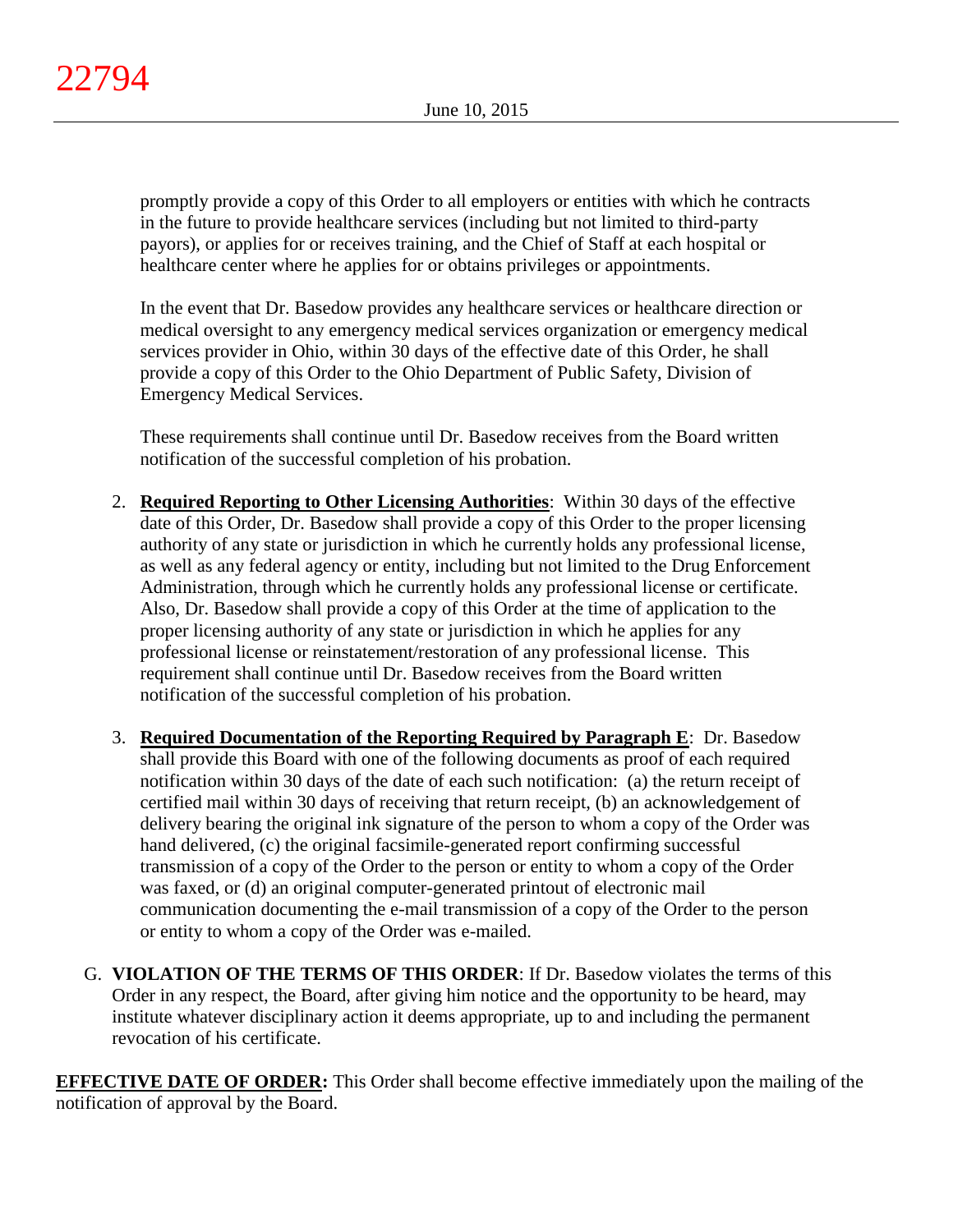promptly provide a copy of this Order to all employers or entities with which he contracts in the future to provide healthcare services (including but not limited to third-party payors), or applies for or receives training, and the Chief of Staff at each hospital or healthcare center where he applies for or obtains privileges or appointments.

In the event that Dr. Basedow provides any healthcare services or healthcare direction or medical oversight to any emergency medical services organization or emergency medical services provider in Ohio, within 30 days of the effective date of this Order, he shall provide a copy of this Order to the Ohio Department of Public Safety, Division of Emergency Medical Services.

These requirements shall continue until Dr. Basedow receives from the Board written notification of the successful completion of his probation.

2. **Required Reporting to Other Licensing Authorities**: Within 30 days of the effective date of this Order, Dr. Basedow shall provide a copy of this Order to the proper licensing authority of any state or jurisdiction in which he currently holds any professional license, as well as any federal agency or entity, including but not limited to the Drug Enforcement Administration, through which he currently holds any professional license or certificate. Also, Dr. Basedow shall provide a copy of this Order at the time of application to the proper licensing authority of any state or jurisdiction in which he applies for any professional license or reinstatement/restoration of any professional license. This requirement shall continue until Dr. Basedow receives from the Board written notification of the successful completion of his probation.

3. **Required Documentation of the Reporting Required by Paragraph E**: Dr. Basedow shall provide this Board with one of the following documents as proof of each required notification within 30 days of the date of each such notification: (a) the return receipt of certified mail within 30 days of receiving that return receipt, (b) an acknowledgement of delivery bearing the original ink signature of the person to whom a copy of the Order was hand delivered, (c) the original facsimile-generated report confirming successful transmission of a copy of the Order to the person or entity to whom a copy of the Order was faxed, or (d) an original computer-generated printout of electronic mail communication documenting the e-mail transmission of a copy of the Order to the person or entity to whom a copy of the Order was e-mailed.

G. **VIOLATION OF THE TERMS OF THIS ORDER**: If Dr. Basedow violates the terms of this Order in any respect, the Board, after giving him notice and the opportunity to be heard, may institute whatever disciplinary action it deems appropriate, up to and including the permanent revocation of his certificate.

**EFFECTIVE DATE OF ORDER:** This Order shall become effective immediately upon the mailing of the notification of approval by the Board.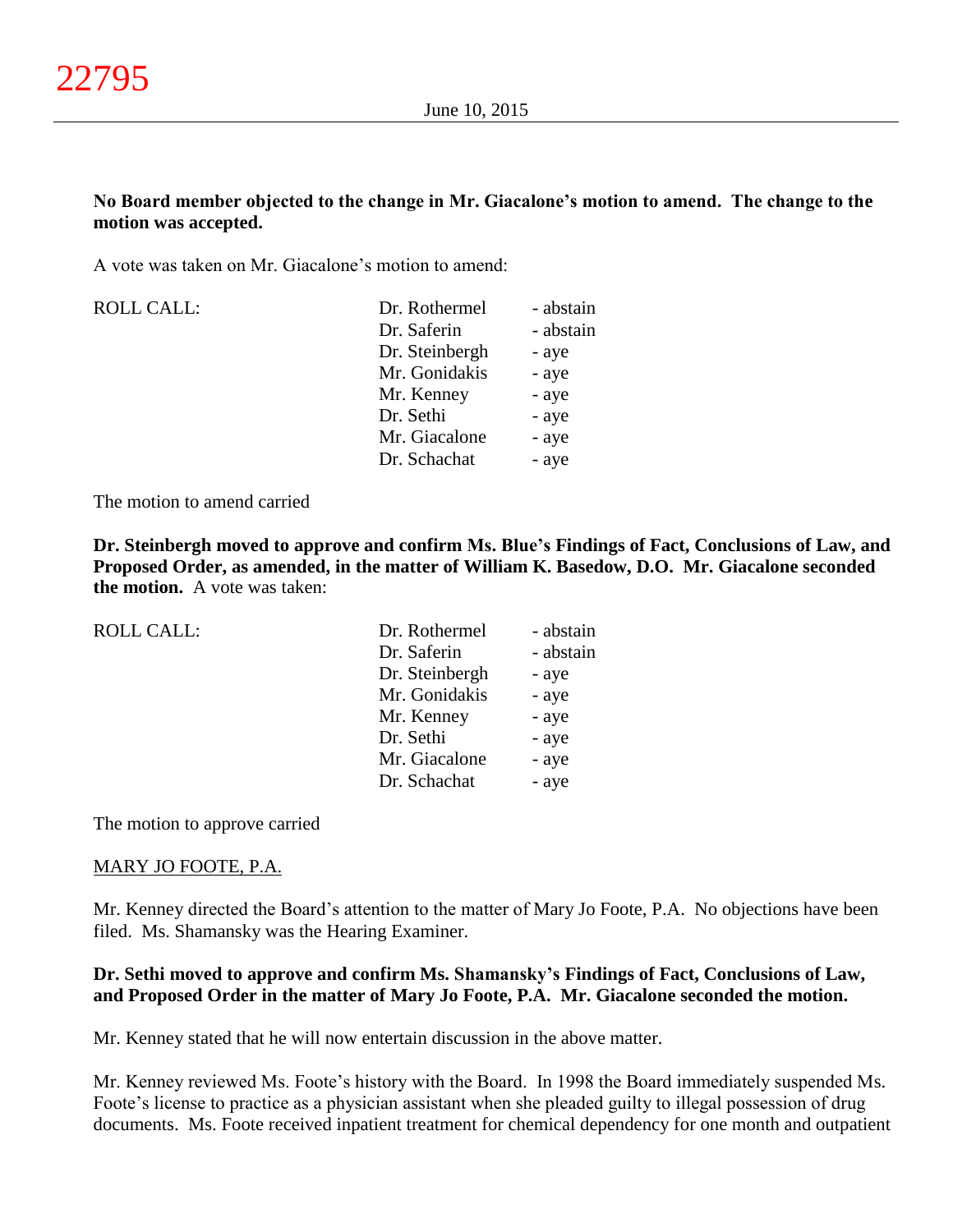**No Board member objected to the change in Mr. Giacalone's motion to amend. The change to the motion was accepted.**

A vote was taken on Mr. Giacalone's motion to amend:

| ROLL CALL: | Dr. Rothermel | - abstain |
|---|---|---|
| | Dr. Saferin | - abstain |
| | Dr. Steinbergh | - aye |
| | Mr. Gonidakis | - aye |
| | Mr. Kenney | - aye |
| | Dr. Sethi | - aye |
| | Mr. Giacalone | - aye |
| | Dr. Schachat | - aye |

The motion to amend carried

**Dr. Steinbergh moved to approve and confirm Ms. Blue's Findings of Fact, Conclusions of Law, and Proposed Order, as amended, in the matter of William K. Basedow, D.O. Mr. Giacalone seconded the motion.** A vote was taken:

| ROLL CALL: | Dr. Rothermel | - abstain |
|---|---|---|
| | Dr. Saferin | - abstain |
| | Dr. Steinbergh | - aye |
| | Mr. Gonidakis | - aye |
| | Mr. Kenney | - aye |
| | Dr. Sethi | - aye |
| | Mr. Giacalone | - aye |
| | Dr. Schachat | - aye |

The motion to approve carried

MARY JO FOOTE, P.A.

Mr. Kenney directed the Board's attention to the matter of Mary Jo Foote, P.A. No objections have been filed. Ms. Shamansky was the Hearing Examiner.

**Dr. Sethi moved to approve and confirm Ms. Shamansky's Findings of Fact, Conclusions of Law, and Proposed Order in the matter of Mary Jo Foote, P.A. Mr. Giacalone seconded the motion.**

Mr. Kenney stated that he will now entertain discussion in the above matter.

Mr. Kenney reviewed Ms. Foote's history with the Board. In 1998 the Board immediately suspended Ms. Foote's license to practice as a physician assistant when she pleaded guilty to illegal possession of drug documents. Ms. Foote received inpatient treatment for chemical dependency for one month and outpatient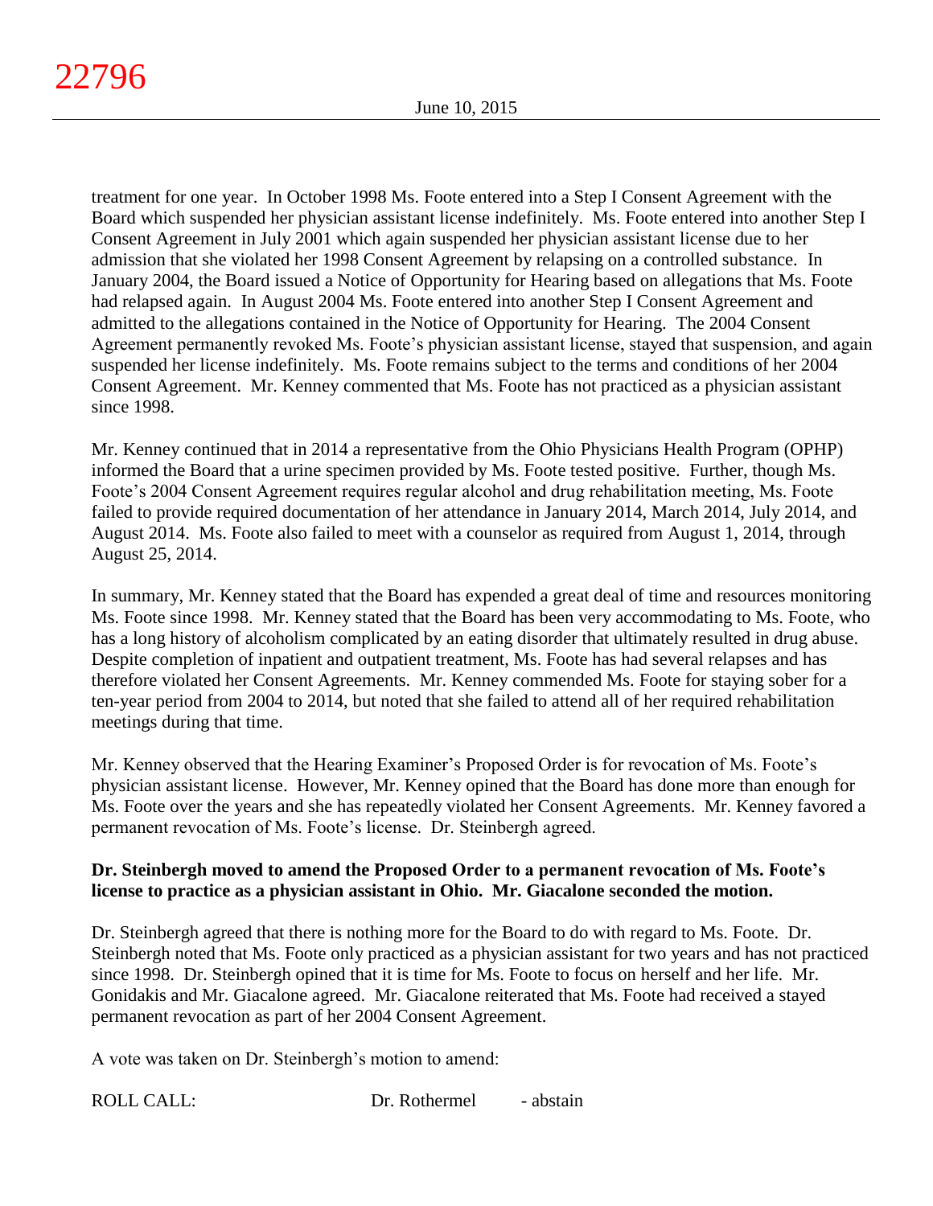treatment for one year. In October 1998 Ms. Foote entered into a Step I Consent Agreement with the Board which suspended her physician assistant license indefinitely. Ms. Foote entered into another Step I Consent Agreement in July 2001 which again suspended her physician assistant license due to her admission that she violated her 1998 Consent Agreement by relapsing on a controlled substance. In January 2004, the Board issued a Notice of Opportunity for Hearing based on allegations that Ms. Foote had relapsed again. In August 2004 Ms. Foote entered into another Step I Consent Agreement and admitted to the allegations contained in the Notice of Opportunity for Hearing. The 2004 Consent Agreement permanently revoked Ms. Foote's physician assistant license, stayed that suspension, and again suspended her license indefinitely. Ms. Foote remains subject to the terms and conditions of her 2004 Consent Agreement. Mr. Kenney commented that Ms. Foote has not practiced as a physician assistant since 1998.

Mr. Kenney continued that in 2014 a representative from the Ohio Physicians Health Program (OPHP) informed the Board that a urine specimen provided by Ms. Foote tested positive. Further, though Ms. Foote's 2004 Consent Agreement requires regular alcohol and drug rehabilitation meeting, Ms. Foote failed to provide required documentation of her attendance in January 2014, March 2014, July 2014, and August 2014. Ms. Foote also failed to meet with a counselor as required from August 1, 2014, through August 25, 2014.

In summary, Mr. Kenney stated that the Board has expended a great deal of time and resources monitoring Ms. Foote since 1998. Mr. Kenney stated that the Board has been very accommodating to Ms. Foote, who has a long history of alcoholism complicated by an eating disorder that ultimately resulted in drug abuse. Despite completion of inpatient and outpatient treatment, Ms. Foote has had several relapses and has therefore violated her Consent Agreements. Mr. Kenney commended Ms. Foote for staying sober for a ten-year period from 2004 to 2014, but noted that she failed to attend all of her required rehabilitation meetings during that time.

Mr. Kenney observed that the Hearing Examiner's Proposed Order is for revocation of Ms. Foote's physician assistant license. However, Mr. Kenney opined that the Board has done more than enough for Ms. Foote over the years and she has repeatedly violated her Consent Agreements. Mr. Kenney favored a permanent revocation of Ms. Foote's license. Dr. Steinbergh agreed.

**Dr. Steinbergh moved to amend the Proposed Order to a permanent revocation of Ms. Foote's license to practice as a physician assistant in Ohio. Mr. Giacalone seconded the motion.**

Dr. Steinbergh agreed that there is nothing more for the Board to do with regard to Ms. Foote. Dr. Steinbergh noted that Ms. Foote only practiced as a physician assistant for two years and has not practiced since 1998. Dr. Steinbergh opined that it is time for Ms. Foote to focus on herself and her life. Mr. Gonidakis and Mr. Giacalone agreed. Mr. Giacalone reiterated that Ms. Foote had received a stayed permanent revocation as part of her 2004 Consent Agreement.

A vote was taken on Dr. Steinbergh's motion to amend:

| ROLL CALL: | Dr. Rothermel | - abstain |
|---|---|---|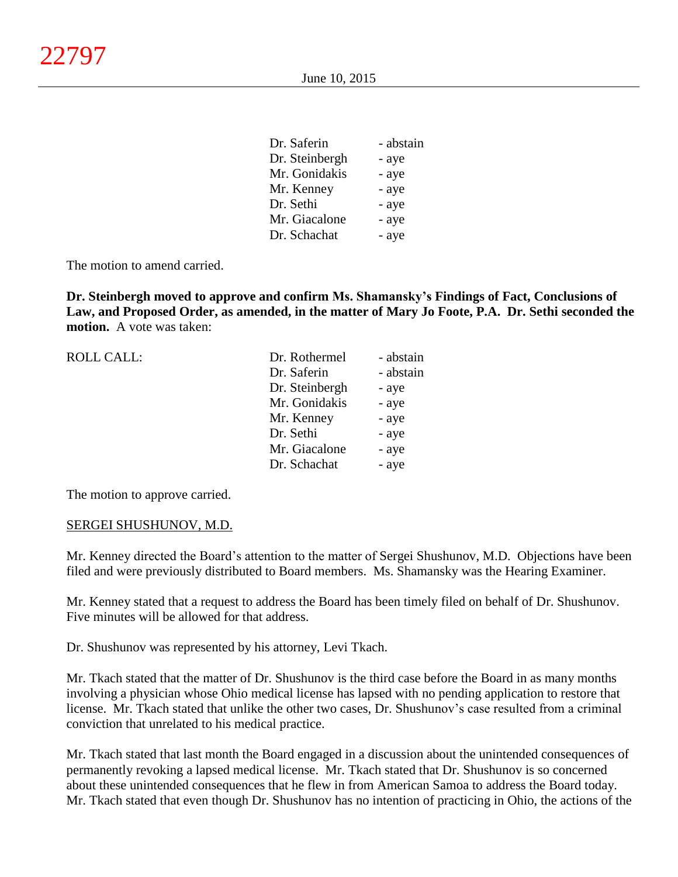| | |
|---|---|
| Dr. Saferin | - abstain |
| Dr. Steinbergh | - aye |
| Mr. Gonidakis | - aye |
| Mr. Kenney | - aye |
| Dr. Sethi | - aye |
| Mr. Giacalone | - aye |
| Dr. Schachat | - aye |

The motion to amend carried.

**Dr. Steinbergh moved to approve and confirm Ms. Shamansky's Findings of Fact, Conclusions of Law, and Proposed Order, as amended, in the matter of Mary Jo Foote, P.A. Dr. Sethi seconded the motion.** A vote was taken:

| ROLL CALL: | | |
|---|---|---|
| | Dr. Rothermel | - abstain |
| | Dr. Saferin | - abstain |
| | Dr. Steinbergh | - aye |
| | Mr. Gonidakis | - aye |
| | Mr. Kenney | - aye |
| | Dr. Sethi | - aye |
| | Mr. Giacalone | - aye |
| | Dr. Schachat | - aye |

The motion to approve carried.

SERGEI SHUSHUNOV, M.D.

Mr. Kenney directed the Board's attention to the matter of Sergei Shushunov, M.D. Objections have been filed and were previously distributed to Board members. Ms. Shamansky was the Hearing Examiner.

Mr. Kenney stated that a request to address the Board has been timely filed on behalf of Dr. Shushunov. Five minutes will be allowed for that address.

Dr. Shushunov was represented by his attorney, Levi Tkach.

Mr. Tkach stated that the matter of Dr. Shushunov is the third case before the Board in as many months involving a physician whose Ohio medical license has lapsed with no pending application to restore that license. Mr. Tkach stated that unlike the other two cases, Dr. Shushunov's case resulted from a criminal conviction that unrelated to his medical practice.

Mr. Tkach stated that last month the Board engaged in a discussion about the unintended consequences of permanently revoking a lapsed medical license. Mr. Tkach stated that Dr. Shushunov is so concerned about these unintended consequences that he flew in from American Samoa to address the Board today. Mr. Tkach stated that even though Dr. Shushunov has no intention of practicing in Ohio, the actions of the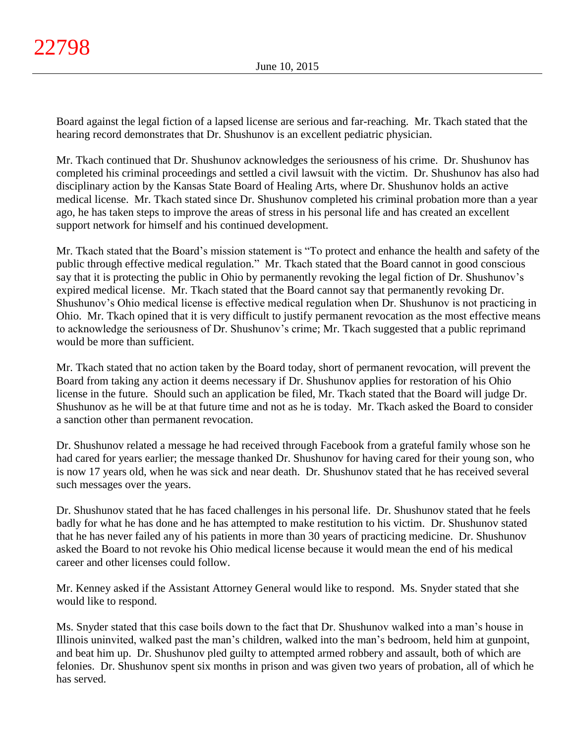Board against the legal fiction of a lapsed license are serious and far-reaching. Mr. Tkach stated that the hearing record demonstrates that Dr. Shushunov is an excellent pediatric physician.

Mr. Tkach continued that Dr. Shushunov acknowledges the seriousness of his crime. Dr. Shushunov has completed his criminal proceedings and settled a civil lawsuit with the victim. Dr. Shushunov has also had disciplinary action by the Kansas State Board of Healing Arts, where Dr. Shushunov holds an active medical license. Mr. Tkach stated since Dr. Shushunov completed his criminal probation more than a year ago, he has taken steps to improve the areas of stress in his personal life and has created an excellent support network for himself and his continued development.

Mr. Tkach stated that the Board's mission statement is "To protect and enhance the health and safety of the public through effective medical regulation." Mr. Tkach stated that the Board cannot in good conscious say that it is protecting the public in Ohio by permanently revoking the legal fiction of Dr. Shushunov's expired medical license. Mr. Tkach stated that the Board cannot say that permanently revoking Dr. Shushunov's Ohio medical license is effective medical regulation when Dr. Shushunov is not practicing in Ohio. Mr. Tkach opined that it is very difficult to justify permanent revocation as the most effective means to acknowledge the seriousness of Dr. Shushunov's crime; Mr. Tkach suggested that a public reprimand would be more than sufficient.

Mr. Tkach stated that no action taken by the Board today, short of permanent revocation, will prevent the Board from taking any action it deems necessary if Dr. Shushunov applies for restoration of his Ohio license in the future. Should such an application be filed, Mr. Tkach stated that the Board will judge Dr. Shushunov as he will be at that future time and not as he is today. Mr. Tkach asked the Board to consider a sanction other than permanent revocation.

Dr. Shushunov related a message he had received through Facebook from a grateful family whose son he had cared for years earlier; the message thanked Dr. Shushunov for having cared for their young son, who is now 17 years old, when he was sick and near death. Dr. Shushunov stated that he has received several such messages over the years.

Dr. Shushunov stated that he has faced challenges in his personal life. Dr. Shushunov stated that he feels badly for what he has done and he has attempted to make restitution to his victim. Dr. Shushunov stated that he has never failed any of his patients in more than 30 years of practicing medicine. Dr. Shushunov asked the Board to not revoke his Ohio medical license because it would mean the end of his medical career and other licenses could follow.

Mr. Kenney asked if the Assistant Attorney General would like to respond. Ms. Snyder stated that she would like to respond.

Ms. Snyder stated that this case boils down to the fact that Dr. Shushunov walked into a man's house in Illinois uninvited, walked past the man's children, walked into the man's bedroom, held him at gunpoint, and beat him up. Dr. Shushunov pled guilty to attempted armed robbery and assault, both of which are felonies. Dr. Shushunov spent six months in prison and was given two years of probation, all of which he has served.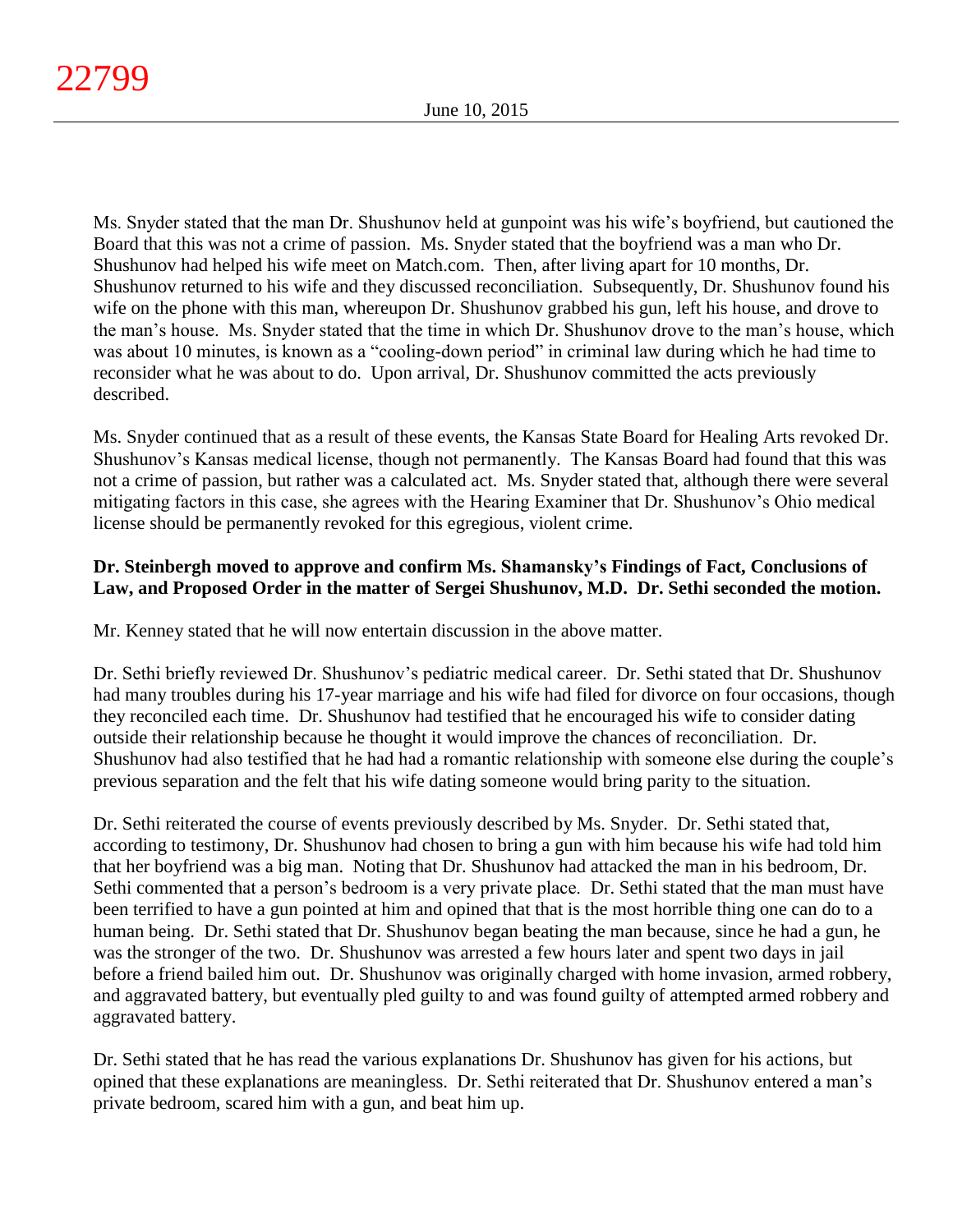Ms. Snyder stated that the man Dr. Shushunov held at gunpoint was his wife's boyfriend, but cautioned the Board that this was not a crime of passion. Ms. Snyder stated that the boyfriend was a man who Dr. Shushunov had helped his wife meet on Match.com. Then, after living apart for 10 months, Dr. Shushunov returned to his wife and they discussed reconciliation. Subsequently, Dr. Shushunov found his wife on the phone with this man, whereupon Dr. Shushunov grabbed his gun, left his house, and drove to the man's house. Ms. Snyder stated that the time in which Dr. Shushunov drove to the man's house, which was about 10 minutes, is known as a "cooling-down period" in criminal law during which he had time to reconsider what he was about to do. Upon arrival, Dr. Shushunov committed the acts previously described.

Ms. Snyder continued that as a result of these events, the Kansas State Board for Healing Arts revoked Dr. Shushunov's Kansas medical license, though not permanently. The Kansas Board had found that this was not a crime of passion, but rather was a calculated act. Ms. Snyder stated that, although there were several mitigating factors in this case, she agrees with the Hearing Examiner that Dr. Shushunov's Ohio medical license should be permanently revoked for this egregious, violent crime.

**Dr. Steinbergh moved to approve and confirm Ms. Shamansky's Findings of Fact, Conclusions of Law, and Proposed Order in the matter of Sergei Shushunov, M.D. Dr. Sethi seconded the motion.**

Mr. Kenney stated that he will now entertain discussion in the above matter.

Dr. Sethi briefly reviewed Dr. Shushunov's pediatric medical career. Dr. Sethi stated that Dr. Shushunov had many troubles during his 17-year marriage and his wife had filed for divorce on four occasions, though they reconciled each time. Dr. Shushunov had testified that he encouraged his wife to consider dating outside their relationship because he thought it would improve the chances of reconciliation. Dr. Shushunov had also testified that he had had a romantic relationship with someone else during the couple's previous separation and the felt that his wife dating someone would bring parity to the situation.

Dr. Sethi reiterated the course of events previously described by Ms. Snyder. Dr. Sethi stated that, according to testimony, Dr. Shushunov had chosen to bring a gun with him because his wife had told him that her boyfriend was a big man. Noting that Dr. Shushunov had attacked the man in his bedroom, Dr. Sethi commented that a person's bedroom is a very private place. Dr. Sethi stated that the man must have been terrified to have a gun pointed at him and opined that that is the most horrible thing one can do to a human being. Dr. Sethi stated that Dr. Shushunov began beating the man because, since he had a gun, he was the stronger of the two. Dr. Shushunov was arrested a few hours later and spent two days in jail before a friend bailed him out. Dr. Shushunov was originally charged with home invasion, armed robbery, and aggravated battery, but eventually pled guilty to and was found guilty of attempted armed robbery and aggravated battery.

Dr. Sethi stated that he has read the various explanations Dr. Shushunov has given for his actions, but opined that these explanations are meaningless. Dr. Sethi reiterated that Dr. Shushunov entered a man's private bedroom, scared him with a gun, and beat him up.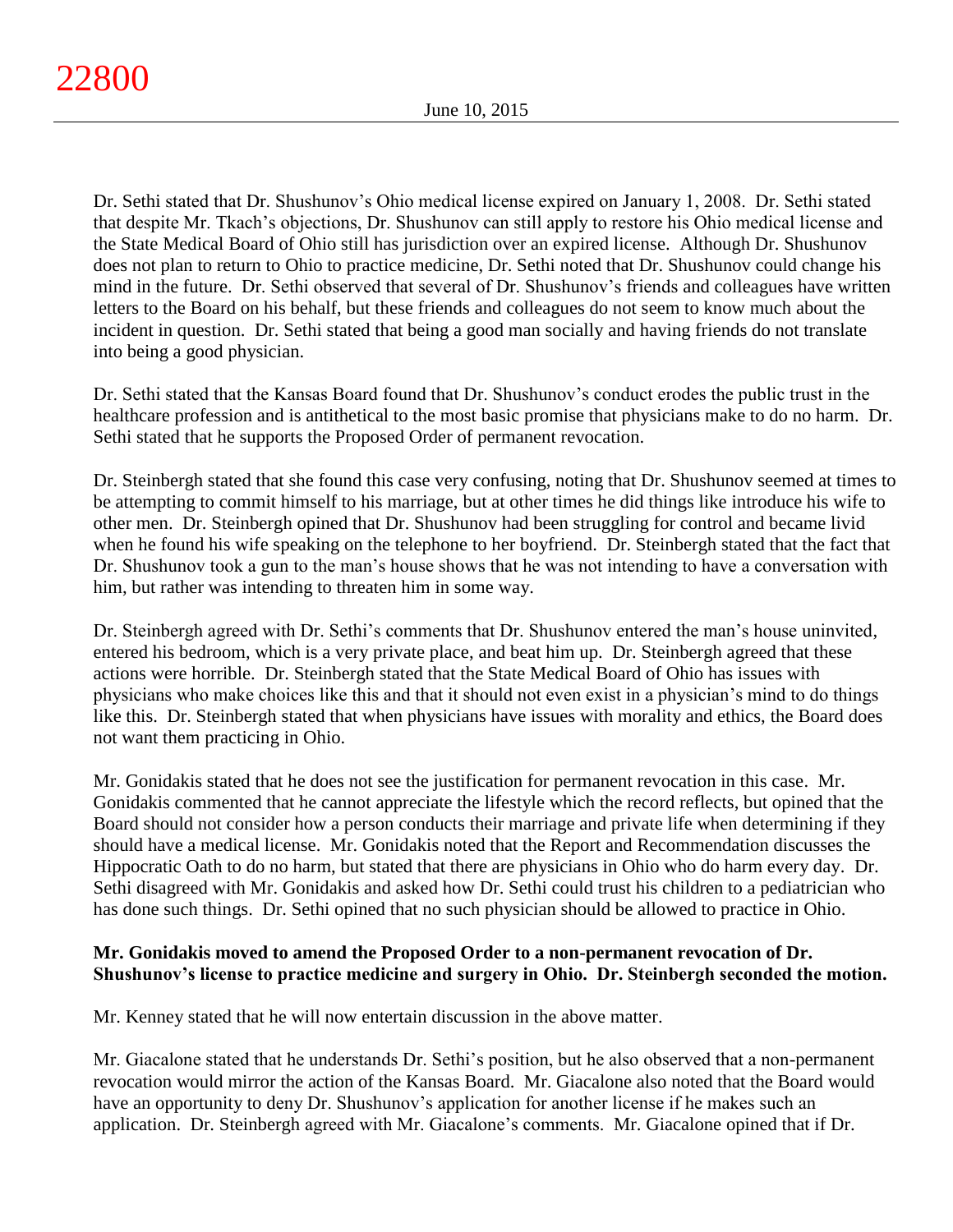Dr. Sethi stated that Dr. Shushunov's Ohio medical license expired on January 1, 2008. Dr. Sethi stated that despite Mr. Tkach's objections, Dr. Shushunov can still apply to restore his Ohio medical license and the State Medical Board of Ohio still has jurisdiction over an expired license. Although Dr. Shushunov does not plan to return to Ohio to practice medicine, Dr. Sethi noted that Dr. Shushunov could change his mind in the future. Dr. Sethi observed that several of Dr. Shushunov's friends and colleagues have written letters to the Board on his behalf, but these friends and colleagues do not seem to know much about the incident in question. Dr. Sethi stated that being a good man socially and having friends do not translate into being a good physician.

Dr. Sethi stated that the Kansas Board found that Dr. Shushunov's conduct erodes the public trust in the healthcare profession and is antithetical to the most basic promise that physicians make to do no harm. Dr. Sethi stated that he supports the Proposed Order of permanent revocation.

Dr. Steinbergh stated that she found this case very confusing, noting that Dr. Shushunov seemed at times to be attempting to commit himself to his marriage, but at other times he did things like introduce his wife to other men. Dr. Steinbergh opined that Dr. Shushunov had been struggling for control and became livid when he found his wife speaking on the telephone to her boyfriend. Dr. Steinbergh stated that the fact that Dr. Shushunov took a gun to the man's house shows that he was not intending to have a conversation with him, but rather was intending to threaten him in some way.

Dr. Steinbergh agreed with Dr. Sethi's comments that Dr. Shushunov entered the man's house uninvited, entered his bedroom, which is a very private place, and beat him up. Dr. Steinbergh agreed that these actions were horrible. Dr. Steinbergh stated that the State Medical Board of Ohio has issues with physicians who make choices like this and that it should not even exist in a physician's mind to do things like this. Dr. Steinbergh stated that when physicians have issues with morality and ethics, the Board does not want them practicing in Ohio.

Mr. Gonidakis stated that he does not see the justification for permanent revocation in this case. Mr. Gonidakis commented that he cannot appreciate the lifestyle which the record reflects, but opined that the Board should not consider how a person conducts their marriage and private life when determining if they should have a medical license. Mr. Gonidakis noted that the Report and Recommendation discusses the Hippocratic Oath to do no harm, but stated that there are physicians in Ohio who do harm every day. Dr. Sethi disagreed with Mr. Gonidakis and asked how Dr. Sethi could trust his children to a pediatrician who has done such things. Dr. Sethi opined that no such physician should be allowed to practice in Ohio.

**Mr. Gonidakis moved to amend the Proposed Order to a non-permanent revocation of Dr. Shushunov's license to practice medicine and surgery in Ohio. Dr. Steinbergh seconded the motion.**

Mr. Kenney stated that he will now entertain discussion in the above matter.

Mr. Giacalone stated that he understands Dr. Sethi's position, but he also observed that a non-permanent revocation would mirror the action of the Kansas Board. Mr. Giacalone also noted that the Board would have an opportunity to deny Dr. Shushunov's application for another license if he makes such an application. Dr. Steinbergh agreed with Mr. Giacalone's comments. Mr. Giacalone opined that if Dr.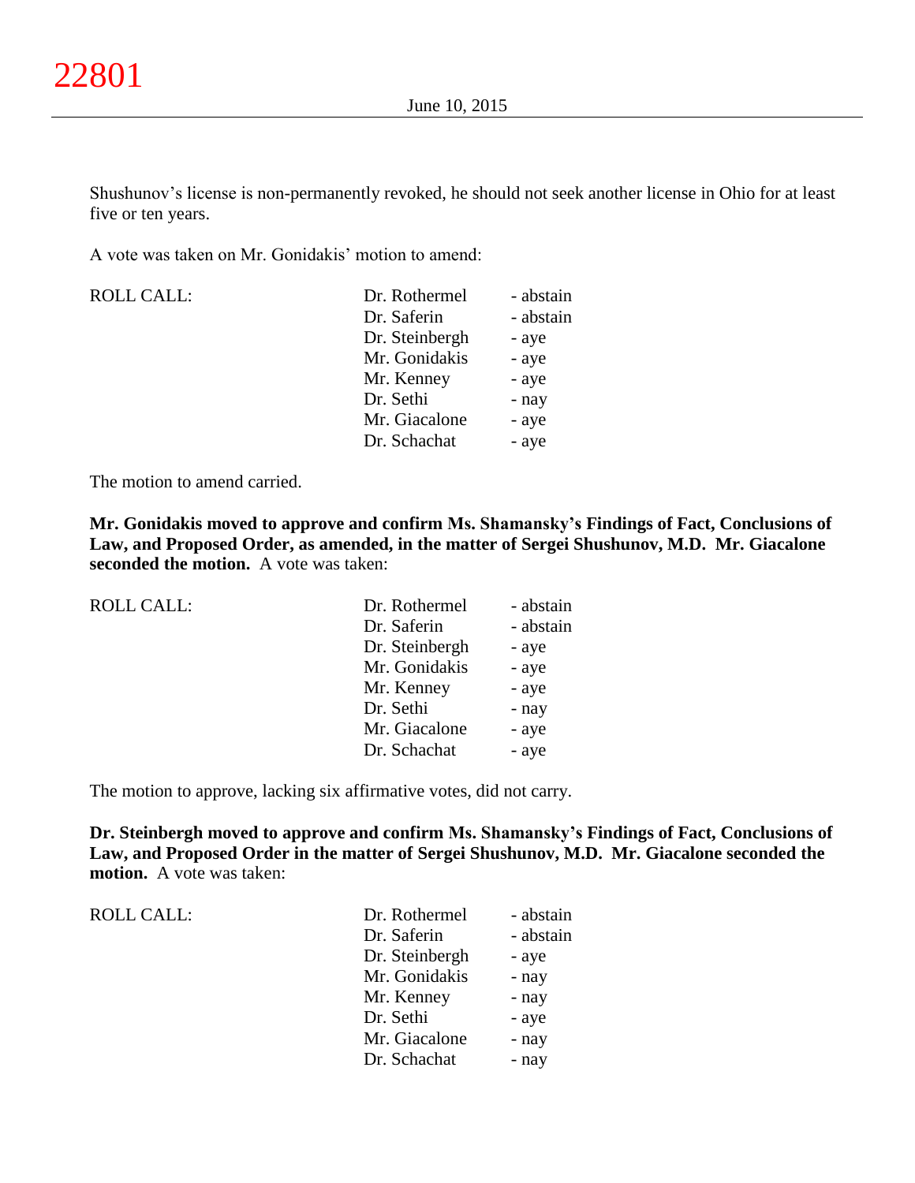Shushunov's license is non-permanently revoked, he should not seek another license in Ohio for at least five or ten years.

A vote was taken on Mr. Gonidakis' motion to amend:

| ROLL CALL: | Dr. Rothermel | - abstain |
|---|---|---|
| | Dr. Saferin | - abstain |
| | Dr. Steinbergh | - aye |
| | Mr. Gonidakis | - aye |
| | Mr. Kenney | - aye |
| | Dr. Sethi | - nay |
| | Mr. Giacalone | - aye |
| | Dr. Schachat | - aye |

The motion to amend carried.

**Mr. Gonidakis moved to approve and confirm Ms. Shamansky's Findings of Fact, Conclusions of Law, and Proposed Order, as amended, in the matter of Sergei Shushunov, M.D. Mr. Giacalone seconded the motion.** A vote was taken:

| ROLL CALL: | Dr. Rothermel | - abstain |
|---|---|---|
| | Dr. Saferin | - abstain |
| | Dr. Steinbergh | - aye |
| | Mr. Gonidakis | - aye |
| | Mr. Kenney | - aye |
| | Dr. Sethi | - nay |
| | Mr. Giacalone | - aye |
| | Dr. Schachat | - aye |

The motion to approve, lacking six affirmative votes, did not carry.

**Dr. Steinbergh moved to approve and confirm Ms. Shamansky's Findings of Fact, Conclusions of Law, and Proposed Order in the matter of Sergei Shushunov, M.D. Mr. Giacalone seconded the motion.** A vote was taken:

| ROLL CALL: | Dr. Rothermel | - abstain |
|---|---|---|
| | Dr. Saferin | - abstain |
| | Dr. Steinbergh | - aye |
| | Mr. Gonidakis | - nay |
| | Mr. Kenney | - nay |
| | Dr. Sethi | - aye |
| | Mr. Giacalone | - nay |
| | Dr. Schachat | - nay |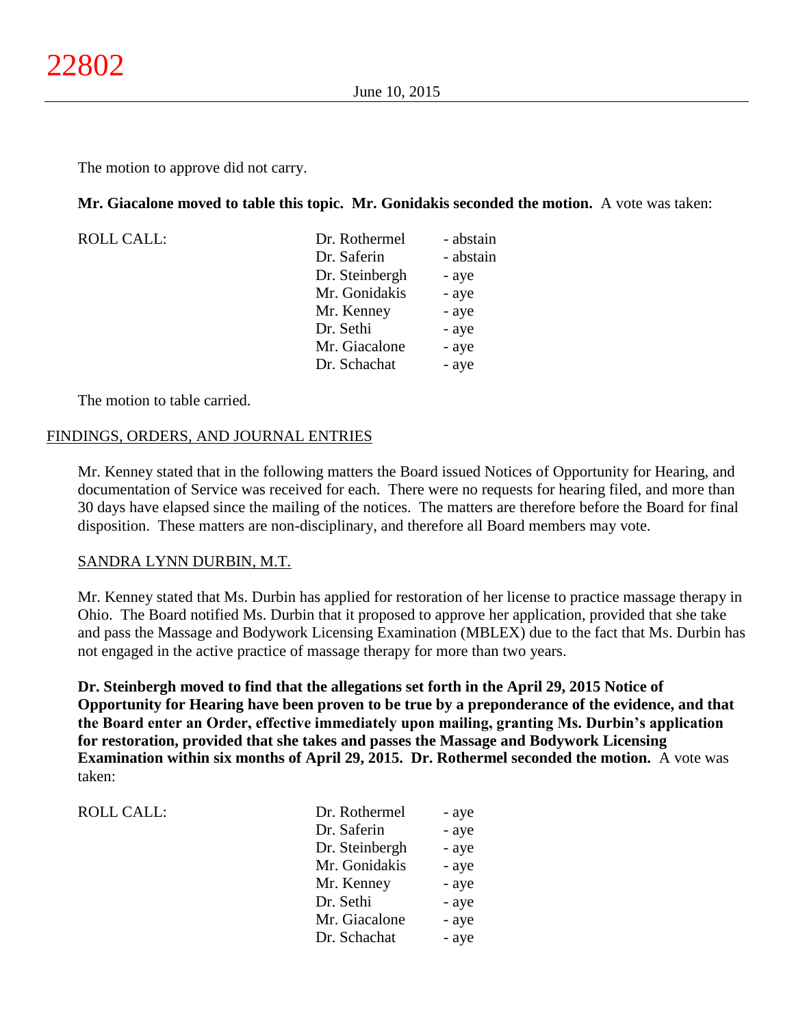The motion to approve did not carry.

**Mr. Giacalone moved to table this topic. Mr. Gonidakis seconded the motion.** A vote was taken:

| ROLL CALL: | | |
|---|---|---|
| | Dr. Rothermel | - abstain |
| | Dr. Saferin | - abstain |
| | Dr. Steinbergh | - aye |
| | Mr. Gonidakis | - aye |
| | Mr. Kenney | - aye |
| | Dr. Sethi | - aye |
| | Mr. Giacalone | - aye |
| | Dr. Schachat | - aye |

The motion to table carried.

## FINDINGS, ORDERS, AND JOURNAL ENTRIES

Mr. Kenney stated that in the following matters the Board issued Notices of Opportunity for Hearing, and documentation of Service was received for each. There were no requests for hearing filed, and more than 30 days have elapsed since the mailing of the notices. The matters are therefore before the Board for final disposition. These matters are non-disciplinary, and therefore all Board members may vote.

### SANDRA LYNN DURBIN, M.T.

Mr. Kenney stated that Ms. Durbin has applied for restoration of her license to practice massage therapy in Ohio. The Board notified Ms. Durbin that it proposed to approve her application, provided that she take and pass the Massage and Bodywork Licensing Examination (MBLEX) due to the fact that Ms. Durbin has not engaged in the active practice of massage therapy for more than two years.

**Dr. Steinbergh moved to find that the allegations set forth in the April 29, 2015 Notice of Opportunity for Hearing have been proven to be true by a preponderance of the evidence, and that the Board enter an Order, effective immediately upon mailing, granting Ms. Durbin's application for restoration, provided that she takes and passes the Massage and Bodywork Licensing Examination within six months of April 29, 2015. Dr. Rothermel seconded the motion.** A vote was taken:

| ROLL CALL: | | |
|---|---|---|
| | Dr. Rothermel | - aye |
| | Dr. Saferin | - aye |
| | Dr. Steinbergh | - aye |
| | Mr. Gonidakis | - aye |
| | Mr. Kenney | - aye |
| | Dr. Sethi | - aye |
| | Mr. Giacalone | - aye |
| | Dr. Schachat | - aye |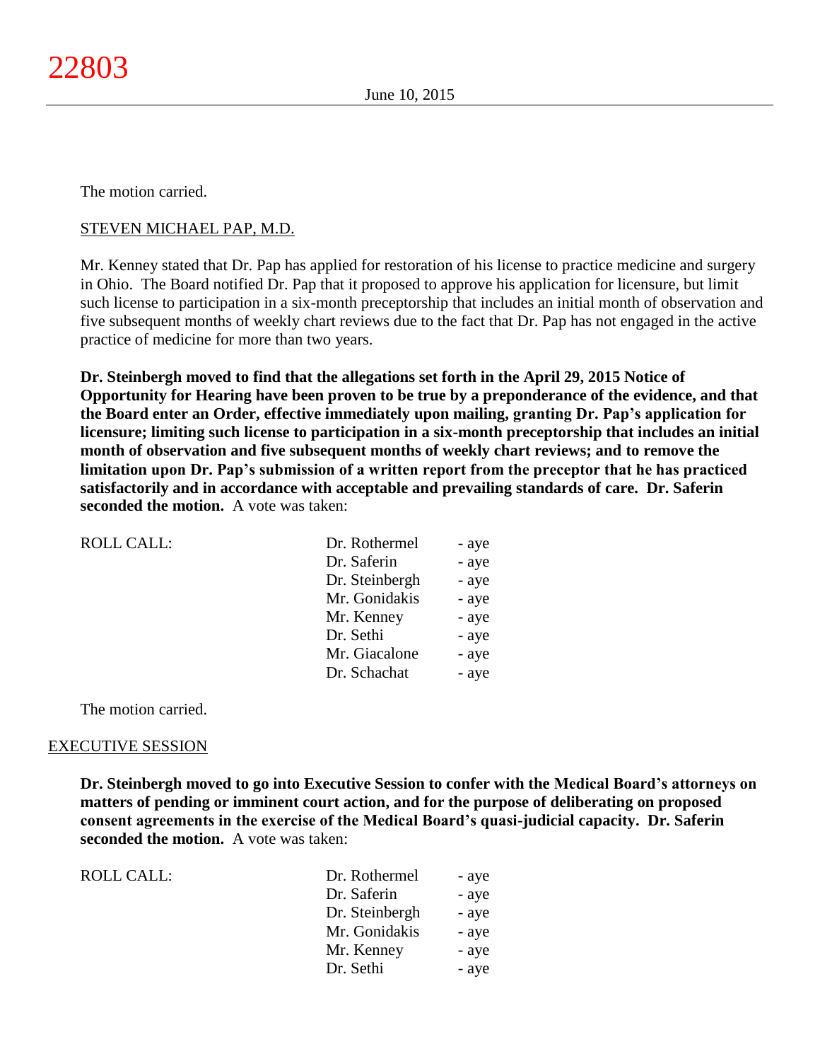The motion carried.

STEVEN MICHAEL PAP, M.D.

Mr. Kenney stated that Dr. Pap has applied for restoration of his license to practice medicine and surgery in Ohio. The Board notified Dr. Pap that it proposed to approve his application for licensure, but limit such license to participation in a six-month preceptorship that includes an initial month of observation and five subsequent months of weekly chart reviews due to the fact that Dr. Pap has not engaged in the active practice of medicine for more than two years.

**Dr. Steinbergh moved to find that the allegations set forth in the April 29, 2015 Notice of Opportunity for Hearing have been proven to be true by a preponderance of the evidence, and that the Board enter an Order, effective immediately upon mailing, granting Dr. Pap's application for licensure; limiting such license to participation in a six-month preceptorship that includes an initial month of observation and five subsequent months of weekly chart reviews; and to remove the limitation upon Dr. Pap's submission of a written report from the preceptor that he has practiced satisfactorily and in accordance with acceptable and prevailing standards of care. Dr. Saferin seconded the motion.** A vote was taken:

| ROLL CALL: | Dr. Rothermel | - aye |
|---|---|---|
| | Dr. Saferin | - aye |
| | Dr. Steinbergh | - aye |
| | Mr. Gonidakis | - aye |
| | Mr. Kenney | - aye |
| | Dr. Sethi | - aye |
| | Mr. Giacalone | - aye |
| | Dr. Schachat | - aye |

The motion carried.

EXECUTIVE SESSION

**Dr. Steinbergh moved to go into Executive Session to confer with the Medical Board's attorneys on matters of pending or imminent court action, and for the purpose of deliberating on proposed consent agreements in the exercise of the Medical Board's quasi-judicial capacity. Dr. Saferin seconded the motion.** A vote was taken:

| ROLL CALL: | Dr. Rothermel | - aye |
|---|---|---|
| | Dr. Saferin | - aye |
| | Dr. Steinbergh | - aye |
| | Mr. Gonidakis | - aye |
| | Mr. Kenney | - aye |
| | Dr. Sethi | - aye |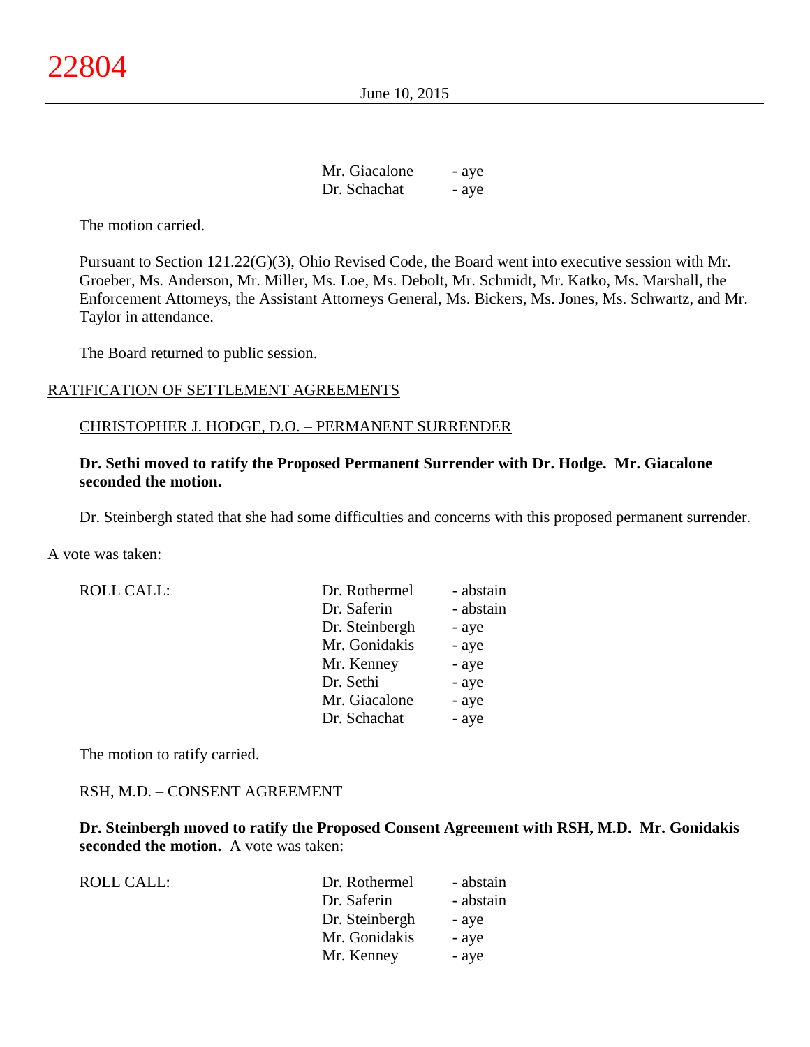| | |
|---|---|
| Mr. Giacalone | - aye |
| Dr. Schachat | - aye |

The motion carried.

Pursuant to Section 121.22(G)(3), Ohio Revised Code, the Board went into executive session with Mr. Groeber, Ms. Anderson, Mr. Miller, Ms. Loe, Ms. Debolt, Mr. Schmidt, Mr. Katko, Ms. Marshall, the Enforcement Attorneys, the Assistant Attorneys General, Ms. Bickers, Ms. Jones, Ms. Schwartz, and Mr. Taylor in attendance.

The Board returned to public session.

## RATIFICATION OF SETTLEMENT AGREEMENTS

### CHRISTOPHER J. HODGE, D.O. – PERMANENT SURRENDER

**Dr. Sethi moved to ratify the Proposed Permanent Surrender with Dr. Hodge. Mr. Giacalone seconded the motion.**

Dr. Steinbergh stated that she had some difficulties and concerns with this proposed permanent surrender.

A vote was taken:

| ROLL CALL: | | |
|---|---|---|
| | Dr. Rothermel | - abstain |
| | Dr. Saferin | - abstain |
| | Dr. Steinbergh | - aye |
| | Mr. Gonidakis | - aye |
| | Mr. Kenney | - aye |
| | Dr. Sethi | - aye |
| | Mr. Giacalone | - aye |
| | Dr. Schachat | - aye |

The motion to ratify carried.

### RSH, M.D. – CONSENT AGREEMENT

**Dr. Steinbergh moved to ratify the Proposed Consent Agreement with RSH, M.D. Mr. Gonidakis seconded the motion.** A vote was taken:

| ROLL CALL: | | |
|---|---|---|
| | Dr. Rothermel | - abstain |
| | Dr. Saferin | - abstain |
| | Dr. Steinbergh | - aye |
| | Mr. Gonidakis | - aye |
| | Mr. Kenney | - aye |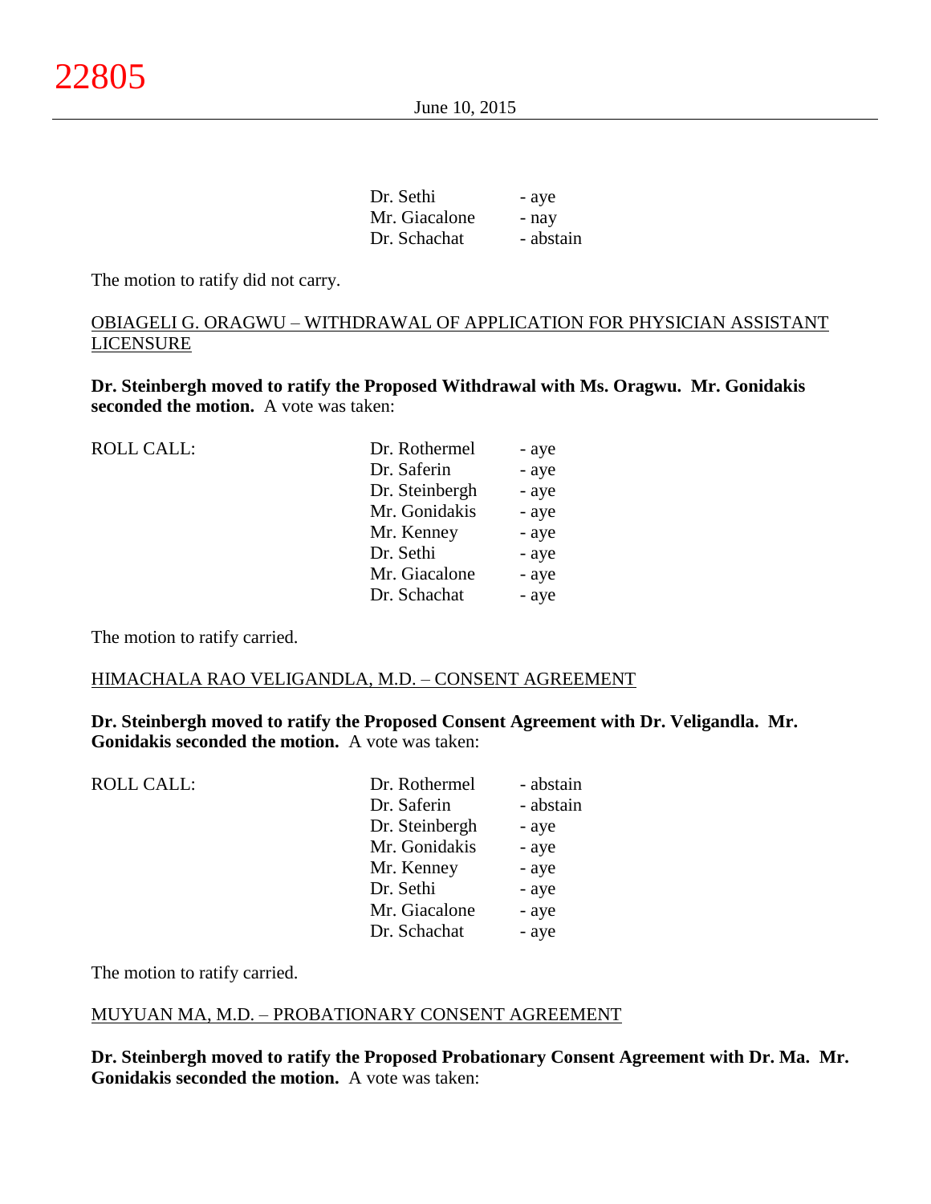| | | |
|---|---|---|
| | Dr. Sethi | - aye |
| | Mr. Giacalone | - nay |
| | Dr. Schachat | - abstain |

The motion to ratify did not carry.

OBIAGELI G. ORAGWU – WITHDRAWAL OF APPLICATION FOR PHYSICIAN ASSISTANT LICENSURE

**Dr. Steinbergh moved to ratify the Proposed Withdrawal with Ms. Oragwu. Mr. Gonidakis seconded the motion.** A vote was taken:

| | | |
|---|---|---|
| ROLL CALL: | Dr. Rothermel | - aye |
| | Dr. Saferin | - aye |
| | Dr. Steinbergh | - aye |
| | Mr. Gonidakis | - aye |
| | Mr. Kenney | - aye |
| | Dr. Sethi | - aye |
| | Mr. Giacalone | - aye |
| | Dr. Schachat | - aye |

The motion to ratify carried.

HIMACHALA RAO VELIGANDLA, M.D. – CONSENT AGREEMENT

**Dr. Steinbergh moved to ratify the Proposed Consent Agreement with Dr. Veligandla. Mr. Gonidakis seconded the motion.** A vote was taken:

| | | |
|---|---|---|
| ROLL CALL: | Dr. Rothermel | - abstain |
| | Dr. Saferin | - abstain |
| | Dr. Steinbergh | - aye |
| | Mr. Gonidakis | - aye |
| | Mr. Kenney | - aye |
| | Dr. Sethi | - aye |
| | Mr. Giacalone | - aye |
| | Dr. Schachat | - aye |

The motion to ratify carried.

MUYUAN MA, M.D. – PROBATIONARY CONSENT AGREEMENT

**Dr. Steinbergh moved to ratify the Proposed Probationary Consent Agreement with Dr. Ma. Mr. Gonidakis seconded the motion.** A vote was taken: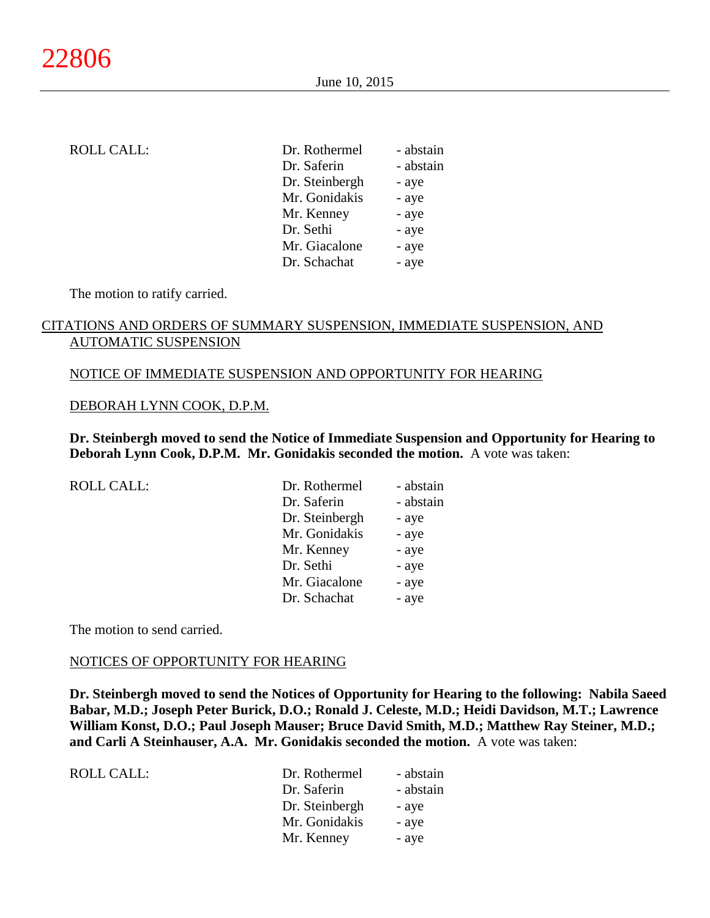ROLL CALL:

| | |
|---|---|
| Dr. Rothermel | - abstain |
| Dr. Saferin | - abstain |
| Dr. Steinbergh | - aye |
| Mr. Gonidakis | - aye |
| Mr. Kenney | - aye |
| Dr. Sethi | - aye |
| Mr. Giacalone | - aye |
| Dr. Schachat | - aye |

The motion to ratify carried.

## CITATIONS AND ORDERS OF SUMMARY SUSPENSION, IMMEDIATE SUSPENSION, AND AUTOMATIC SUSPENSION

### NOTICE OF IMMEDIATE SUSPENSION AND OPPORTUNITY FOR HEARING

### DEBORAH LYNN COOK, D.P.M.

**Dr. Steinbergh moved to send the Notice of Immediate Suspension and Opportunity for Hearing to Deborah Lynn Cook, D.P.M. Mr. Gonidakis seconded the motion.** A vote was taken:

ROLL CALL:

| | |
|---|---|
| Dr. Rothermel | - abstain |
| Dr. Saferin | - abstain |
| Dr. Steinbergh | - aye |
| Mr. Gonidakis | - aye |
| Mr. Kenney | - aye |
| Dr. Sethi | - aye |
| Mr. Giacalone | - aye |
| Dr. Schachat | - aye |

The motion to send carried.

### NOTICES OF OPPORTUNITY FOR HEARING

**Dr. Steinbergh moved to send the Notices of Opportunity for Hearing to the following: Nabila Saeed Babar, M.D.; Joseph Peter Burick, D.O.; Ronald J. Celeste, M.D.; Heidi Davidson, M.T.; Lawrence William Konst, D.O.; Paul Joseph Mauser; Bruce David Smith, M.D.; Matthew Ray Steiner, M.D.; and Carli A Steinhauser, A.A. Mr. Gonidakis seconded the motion.** A vote was taken:

ROLL CALL:

| | |
|---|---|
| Dr. Rothermel | - abstain |
| Dr. Saferin | - abstain |
| Dr. Steinbergh | - aye |
| Mr. Gonidakis | - aye |
| Mr. Kenney | - aye |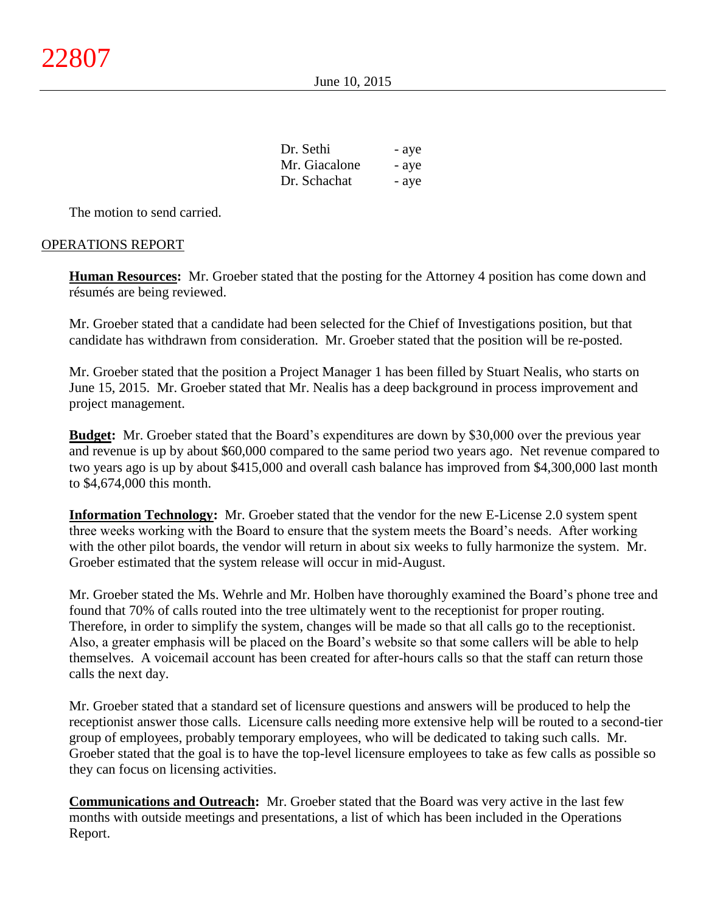| | |
|---|---|
| Dr. Sethi | - aye |
| Mr. Giacalone | - aye |
| Dr. Schachat | - aye |

The motion to send carried.

OPERATIONS REPORT

**Human Resources:** Mr. Groeber stated that the posting for the Attorney 4 position has come down and résumés are being reviewed.

Mr. Groeber stated that a candidate had been selected for the Chief of Investigations position, but that candidate has withdrawn from consideration. Mr. Groeber stated that the position will be re-posted.

Mr. Groeber stated that the position a Project Manager 1 has been filled by Stuart Nealis, who starts on June 15, 2015. Mr. Groeber stated that Mr. Nealis has a deep background in process improvement and project management.

**Budget:** Mr. Groeber stated that the Board's expenditures are down by $30,000 over the previous year and revenue is up by about $60,000 compared to the same period two years ago. Net revenue compared to two years ago is up by about $415,000 and overall cash balance has improved from $4,300,000 last month to $4,674,000 this month.

**Information Technology:** Mr. Groeber stated that the vendor for the new E-License 2.0 system spent three weeks working with the Board to ensure that the system meets the Board's needs. After working with the other pilot boards, the vendor will return in about six weeks to fully harmonize the system. Mr. Groeber estimated that the system release will occur in mid-August.

Mr. Groeber stated the Ms. Wehrle and Mr. Holben have thoroughly examined the Board's phone tree and found that 70% of calls routed into the tree ultimately went to the receptionist for proper routing. Therefore, in order to simplify the system, changes will be made so that all calls go to the receptionist. Also, a greater emphasis will be placed on the Board's website so that some callers will be able to help themselves. A voicemail account has been created for after-hours calls so that the staff can return those calls the next day.

Mr. Groeber stated that a standard set of licensure questions and answers will be produced to help the receptionist answer those calls. Licensure calls needing more extensive help will be routed to a second-tier group of employees, probably temporary employees, who will be dedicated to taking such calls. Mr. Groeber stated that the goal is to have the top-level licensure employees to take as few calls as possible so they can focus on licensing activities.

**Communications and Outreach:** Mr. Groeber stated that the Board was very active in the last few months with outside meetings and presentations, a list of which has been included in the Operations Report.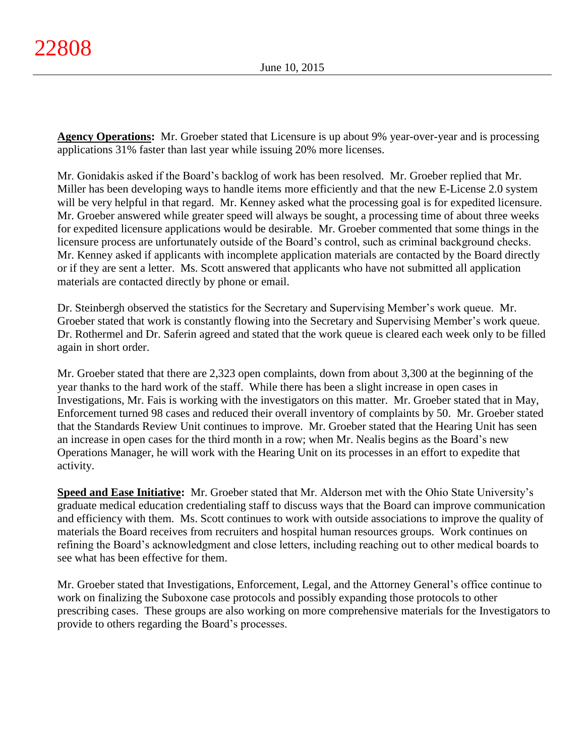**Agency Operations:** Mr. Groeber stated that Licensure is up about 9% year-over-year and is processing applications 31% faster than last year while issuing 20% more licenses.

Mr. Gonidakis asked if the Board's backlog of work has been resolved. Mr. Groeber replied that Mr. Miller has been developing ways to handle items more efficiently and that the new E-License 2.0 system will be very helpful in that regard. Mr. Kenney asked what the processing goal is for expedited licensure. Mr. Groeber answered while greater speed will always be sought, a processing time of about three weeks for expedited licensure applications would be desirable. Mr. Groeber commented that some things in the licensure process are unfortunately outside of the Board's control, such as criminal background checks. Mr. Kenney asked if applicants with incomplete application materials are contacted by the Board directly or if they are sent a letter. Ms. Scott answered that applicants who have not submitted all application materials are contacted directly by phone or email.

Dr. Steinbergh observed the statistics for the Secretary and Supervising Member's work queue. Mr. Groeber stated that work is constantly flowing into the Secretary and Supervising Member's work queue. Dr. Rothermel and Dr. Saferin agreed and stated that the work queue is cleared each week only to be filled again in short order.

Mr. Groeber stated that there are 2,323 open complaints, down from about 3,300 at the beginning of the year thanks to the hard work of the staff. While there has been a slight increase in open cases in Investigations, Mr. Fais is working with the investigators on this matter. Mr. Groeber stated that in May, Enforcement turned 98 cases and reduced their overall inventory of complaints by 50. Mr. Groeber stated that the Standards Review Unit continues to improve. Mr. Groeber stated that the Hearing Unit has seen an increase in open cases for the third month in a row; when Mr. Nealis begins as the Board's new Operations Manager, he will work with the Hearing Unit on its processes in an effort to expedite that activity.

**Speed and Ease Initiative:** Mr. Groeber stated that Mr. Alderson met with the Ohio State University's graduate medical education credentialing staff to discuss ways that the Board can improve communication and efficiency with them. Ms. Scott continues to work with outside associations to improve the quality of materials the Board receives from recruiters and hospital human resources groups. Work continues on refining the Board's acknowledgment and close letters, including reaching out to other medical boards to see what has been effective for them.

Mr. Groeber stated that Investigations, Enforcement, Legal, and the Attorney General's office continue to work on finalizing the Suboxone case protocols and possibly expanding those protocols to other prescribing cases. These groups are also working on more comprehensive materials for the Investigators to provide to others regarding the Board's processes.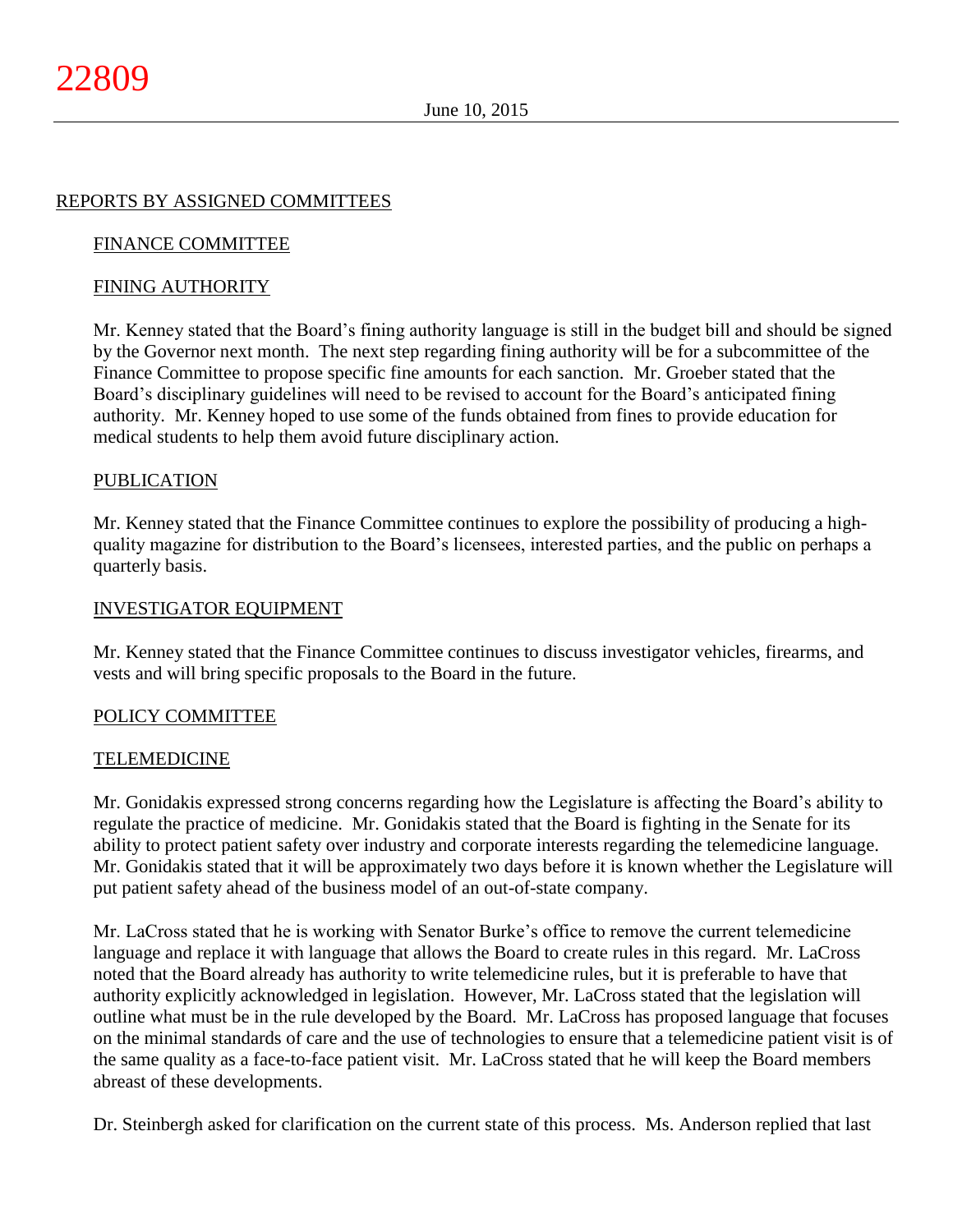## REPORTS BY ASSIGNED COMMITTEES

### FINANCE COMMITTEE

### FINING AUTHORITY

Mr. Kenney stated that the Board's fining authority language is still in the budget bill and should be signed by the Governor next month. The next step regarding fining authority will be for a subcommittee of the Finance Committee to propose specific fine amounts for each sanction. Mr. Groeber stated that the Board's disciplinary guidelines will need to be revised to account for the Board's anticipated fining authority. Mr. Kenney hoped to use some of the funds obtained from fines to provide education for medical students to help them avoid future disciplinary action.

### PUBLICATION

Mr. Kenney stated that the Finance Committee continues to explore the possibility of producing a high-quality magazine for distribution to the Board's licensees, interested parties, and the public on perhaps a quarterly basis.

### INVESTIGATOR EQUIPMENT

Mr. Kenney stated that the Finance Committee continues to discuss investigator vehicles, firearms, and vests and will bring specific proposals to the Board in the future.

### POLICY COMMITTEE

### TELEMEDICINE

Mr. Gonidakis expressed strong concerns regarding how the Legislature is affecting the Board's ability to regulate the practice of medicine. Mr. Gonidakis stated that the Board is fighting in the Senate for its ability to protect patient safety over industry and corporate interests regarding the telemedicine language. Mr. Gonidakis stated that it will be approximately two days before it is known whether the Legislature will put patient safety ahead of the business model of an out-of-state company.

Mr. LaCross stated that he is working with Senator Burke's office to remove the current telemedicine language and replace it with language that allows the Board to create rules in this regard. Mr. LaCross noted that the Board already has authority to write telemedicine rules, but it is preferable to have that authority explicitly acknowledged in legislation. However, Mr. LaCross stated that the legislation will outline what must be in the rule developed by the Board. Mr. LaCross has proposed language that focuses on the minimal standards of care and the use of technologies to ensure that a telemedicine patient visit is of the same quality as a face-to-face patient visit. Mr. LaCross stated that he will keep the Board members abreast of these developments.

Dr. Steinbergh asked for clarification on the current state of this process. Ms. Anderson replied that last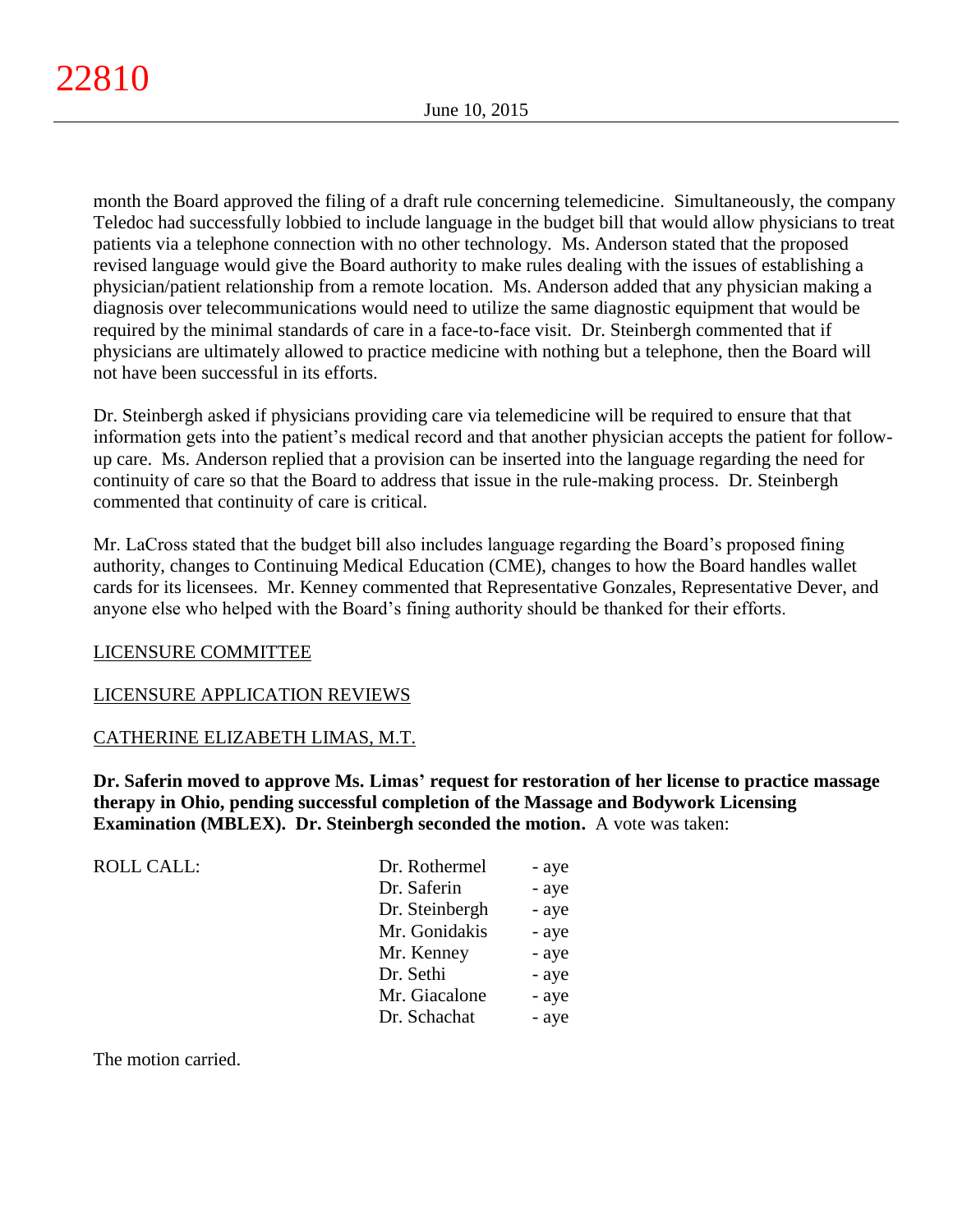month the Board approved the filing of a draft rule concerning telemedicine. Simultaneously, the company Teledoc had successfully lobbied to include language in the budget bill that would allow physicians to treat patients via a telephone connection with no other technology. Ms. Anderson stated that the proposed revised language would give the Board authority to make rules dealing with the issues of establishing a physician/patient relationship from a remote location. Ms. Anderson added that any physician making a diagnosis over telecommunications would need to utilize the same diagnostic equipment that would be required by the minimal standards of care in a face-to-face visit. Dr. Steinbergh commented that if physicians are ultimately allowed to practice medicine with nothing but a telephone, then the Board will not have been successful in its efforts.

Dr. Steinbergh asked if physicians providing care via telemedicine will be required to ensure that that information gets into the patient's medical record and that another physician accepts the patient for follow-up care. Ms. Anderson replied that a provision can be inserted into the language regarding the need for continuity of care so that the Board to address that issue in the rule-making process. Dr. Steinbergh commented that continuity of care is critical.

Mr. LaCross stated that the budget bill also includes language regarding the Board's proposed fining authority, changes to Continuing Medical Education (CME), changes to how the Board handles wallet cards for its licensees. Mr. Kenney commented that Representative Gonzales, Representative Dever, and anyone else who helped with the Board's fining authority should be thanked for their efforts.

LICENSURE COMMITTEE

LICENSURE APPLICATION REVIEWS

CATHERINE ELIZABETH LIMAS, M.T.

**Dr. Saferin moved to approve Ms. Limas' request for restoration of her license to practice massage therapy in Ohio, pending successful completion of the Massage and Bodywork Licensing Examination (MBLEX). Dr. Steinbergh seconded the motion.** A vote was taken:

| ROLL CALL: | | |
|---|---|---|
| | Dr. Rothermel | - aye |
| | Dr. Saferin | - aye |
| | Dr. Steinbergh | - aye |
| | Mr. Gonidakis | - aye |
| | Mr. Kenney | - aye |
| | Dr. Sethi | - aye |
| | Mr. Giacalone | - aye |
| | Dr. Schachat | - aye |

The motion carried.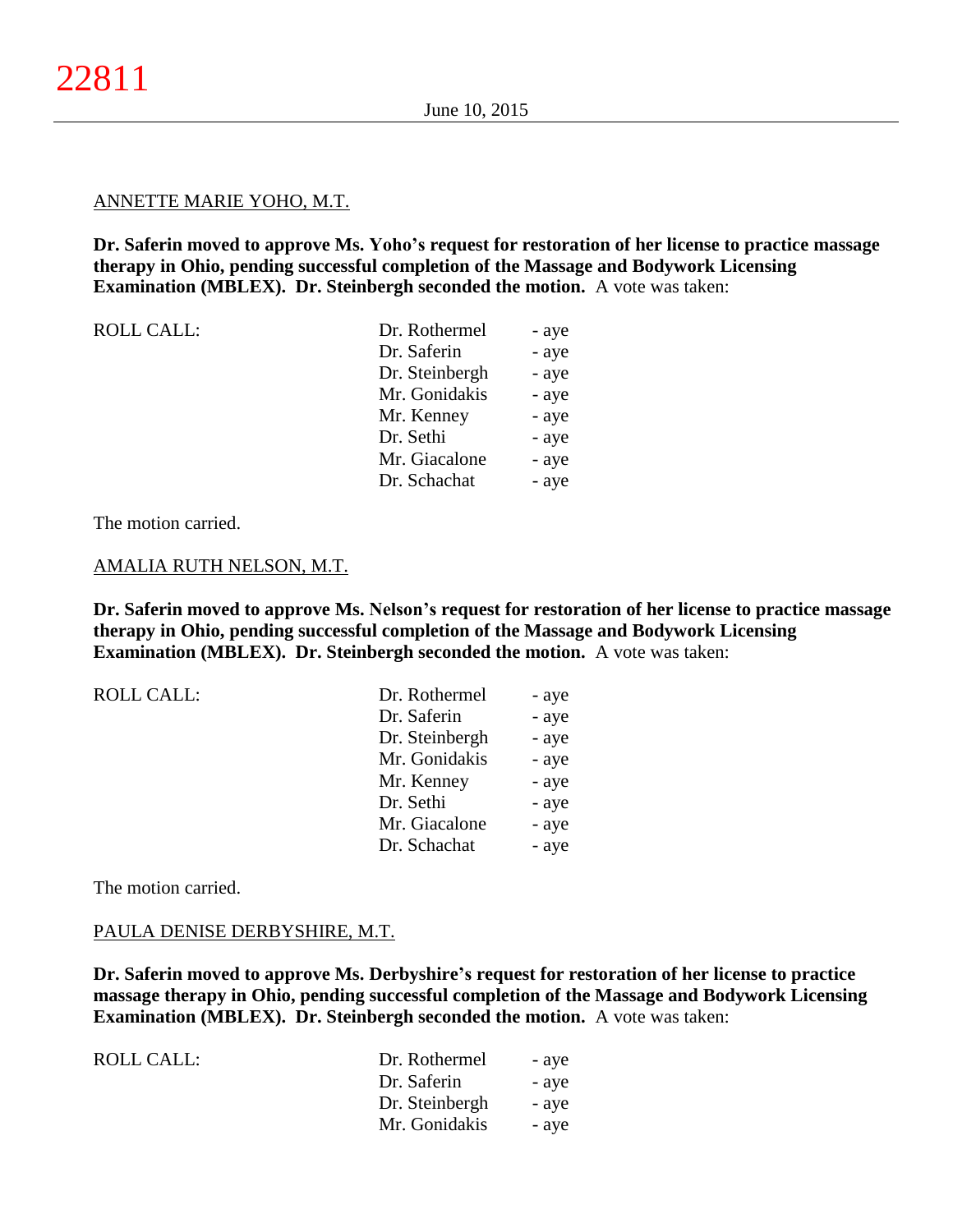ANNETTE MARIE YOHO, M.T.

**Dr. Saferin moved to approve Ms. Yoho's request for restoration of her license to practice massage therapy in Ohio, pending successful completion of the Massage and Bodywork Licensing Examination (MBLEX). Dr. Steinbergh seconded the motion.** A vote was taken:

| ROLL CALL: | | |
|---|---|---|
| | Dr. Rothermel | - aye |
| | Dr. Saferin | - aye |
| | Dr. Steinbergh | - aye |
| | Mr. Gonidakis | - aye |
| | Mr. Kenney | - aye |
| | Dr. Sethi | - aye |
| | Mr. Giacalone | - aye |
| | Dr. Schachat | - aye |

The motion carried.

AMALIA RUTH NELSON, M.T.

**Dr. Saferin moved to approve Ms. Nelson's request for restoration of her license to practice massage therapy in Ohio, pending successful completion of the Massage and Bodywork Licensing Examination (MBLEX). Dr. Steinbergh seconded the motion.** A vote was taken:

| ROLL CALL: | | |
|---|---|---|
| | Dr. Rothermel | - aye |
| | Dr. Saferin | - aye |
| | Dr. Steinbergh | - aye |
| | Mr. Gonidakis | - aye |
| | Mr. Kenney | - aye |
| | Dr. Sethi | - aye |
| | Mr. Giacalone | - aye |
| | Dr. Schachat | - aye |

The motion carried.

PAULA DENISE DERBYSHIRE, M.T.

**Dr. Saferin moved to approve Ms. Derbyshire's request for restoration of her license to practice massage therapy in Ohio, pending successful completion of the Massage and Bodywork Licensing Examination (MBLEX). Dr. Steinbergh seconded the motion.** A vote was taken:

| ROLL CALL: | | |
|---|---|---|
| | Dr. Rothermel | - aye |
| | Dr. Saferin | - aye |
| | Dr. Steinbergh | - aye |
| | Mr. Gonidakis | - aye |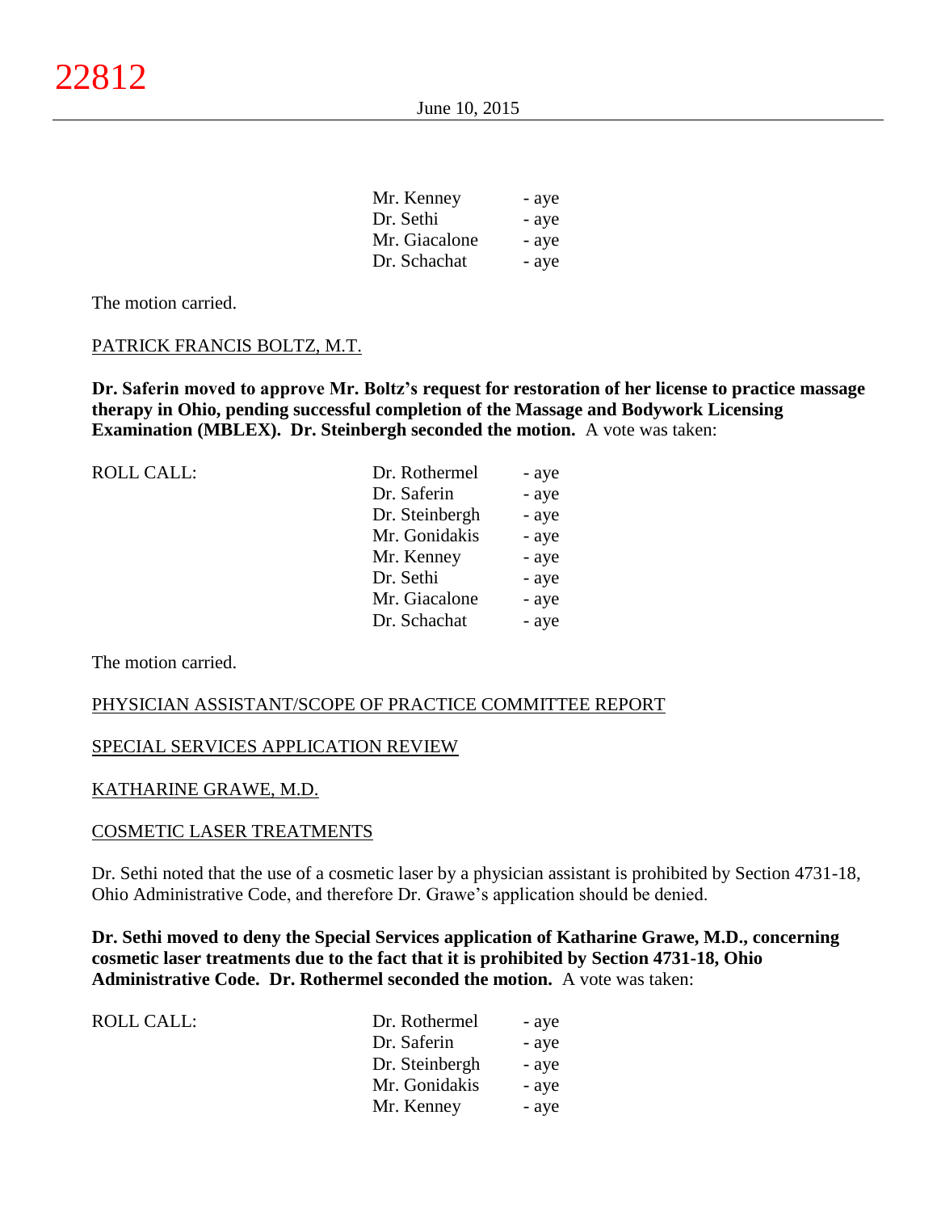| | |
|---|---|
| Mr. Kenney | - aye |
| Dr. Sethi | - aye |
| Mr. Giacalone | - aye |
| Dr. Schachat | - aye |

The motion carried.

PATRICK FRANCIS BOLTZ, M.T.

**Dr. Saferin moved to approve Mr. Boltz's request for restoration of her license to practice massage therapy in Ohio, pending successful completion of the Massage and Bodywork Licensing Examination (MBLEX). Dr. Steinbergh seconded the motion.** A vote was taken:

| ROLL CALL: | | |
|---|---|---|
| | Dr. Rothermel | - aye |
| | Dr. Saferin | - aye |
| | Dr. Steinbergh | - aye |
| | Mr. Gonidakis | - aye |
| | Mr. Kenney | - aye |
| | Dr. Sethi | - aye |
| | Mr. Giacalone | - aye |
| | Dr. Schachat | - aye |

The motion carried.

PHYSICIAN ASSISTANT/SCOPE OF PRACTICE COMMITTEE REPORT

SPECIAL SERVICES APPLICATION REVIEW

KATHARINE GRAWE, M.D.

COSMETIC LASER TREATMENTS

Dr. Sethi noted that the use of a cosmetic laser by a physician assistant is prohibited by Section 4731-18, Ohio Administrative Code, and therefore Dr. Grawe's application should be denied.

**Dr. Sethi moved to deny the Special Services application of Katharine Grawe, M.D., concerning cosmetic laser treatments due to the fact that it is prohibited by Section 4731-18, Ohio Administrative Code. Dr. Rothermel seconded the motion.** A vote was taken:

| ROLL CALL: | | |
|---|---|---|
| | Dr. Rothermel | - aye |
| | Dr. Saferin | - aye |
| | Dr. Steinbergh | - aye |
| | Mr. Gonidakis | - aye |
| | Mr. Kenney | - aye |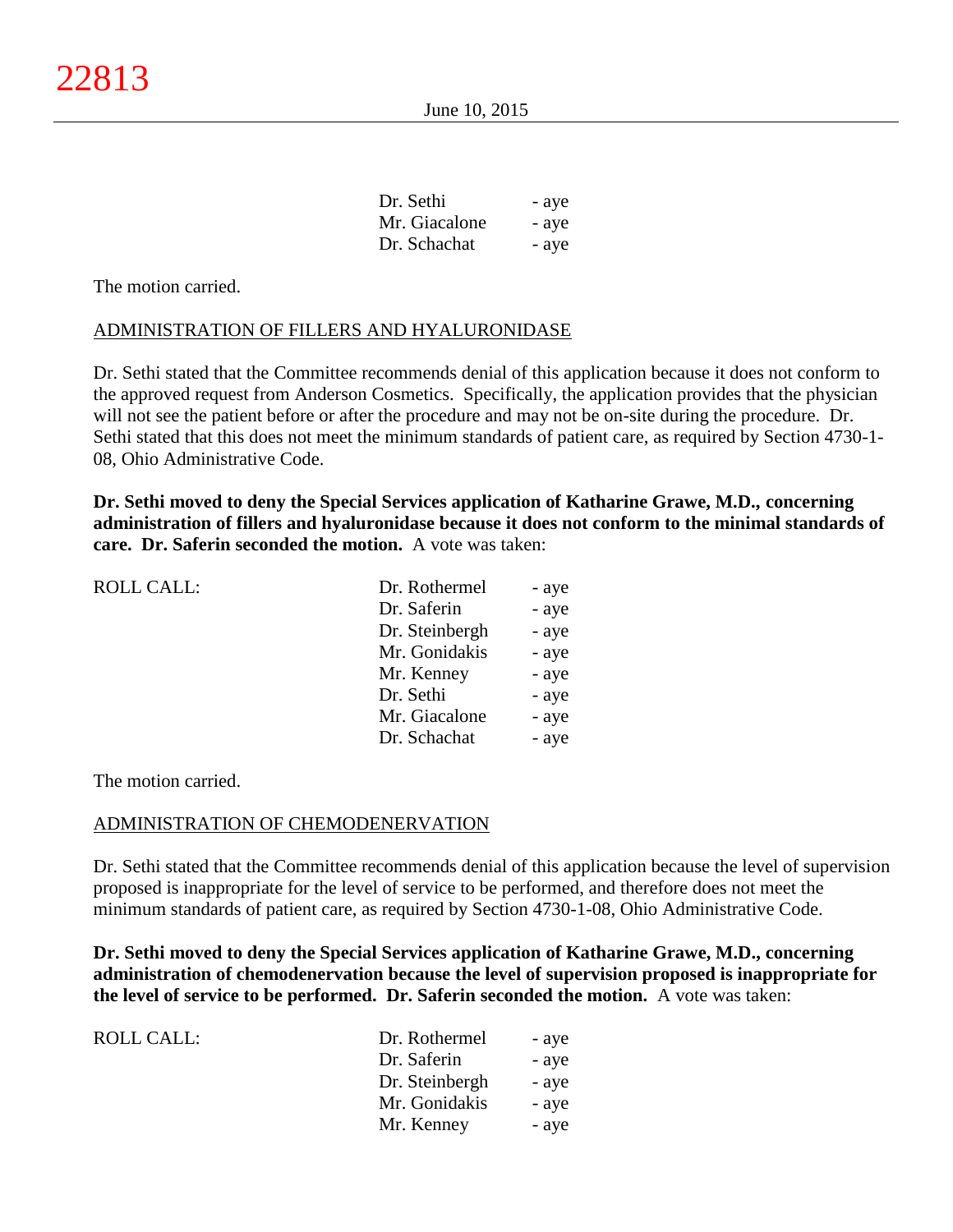| | | |
|---|---|---|
| | Dr. Sethi | - aye |
| | Mr. Giacalone | - aye |
| | Dr. Schachat | - aye |

The motion carried.

ADMINISTRATION OF FILLERS AND HYALURONIDASE

Dr. Sethi stated that the Committee recommends denial of this application because it does not conform to the approved request from Anderson Cosmetics. Specifically, the application provides that the physician will not see the patient before or after the procedure and may not be on-site during the procedure. Dr. Sethi stated that this does not meet the minimum standards of patient care, as required by Section 4730-1-08, Ohio Administrative Code.

**Dr. Sethi moved to deny the Special Services application of Katharine Grawe, M.D., concerning administration of fillers and hyaluronidase because it does not conform to the minimal standards of care. Dr. Saferin seconded the motion.** A vote was taken:

| | | |
|---|---|---|
| ROLL CALL: | Dr. Rothermel | - aye |
| | Dr. Saferin | - aye |
| | Dr. Steinbergh | - aye |
| | Mr. Gonidakis | - aye |
| | Mr. Kenney | - aye |
| | Dr. Sethi | - aye |
| | Mr. Giacalone | - aye |
| | Dr. Schachat | - aye |

The motion carried.

ADMINISTRATION OF CHEMODENERVATION

Dr. Sethi stated that the Committee recommends denial of this application because the level of supervision proposed is inappropriate for the level of service to be performed, and therefore does not meet the minimum standards of patient care, as required by Section 4730-1-08, Ohio Administrative Code.

**Dr. Sethi moved to deny the Special Services application of Katharine Grawe, M.D., concerning administration of chemodenervation because the level of supervision proposed is inappropriate for the level of service to be performed. Dr. Saferin seconded the motion.** A vote was taken:

| | | |
|---|---|---|
| ROLL CALL: | Dr. Rothermel | - aye |
| | Dr. Saferin | - aye |
| | Dr. Steinbergh | - aye |
| | Mr. Gonidakis | - aye |
| | Mr. Kenney | - aye |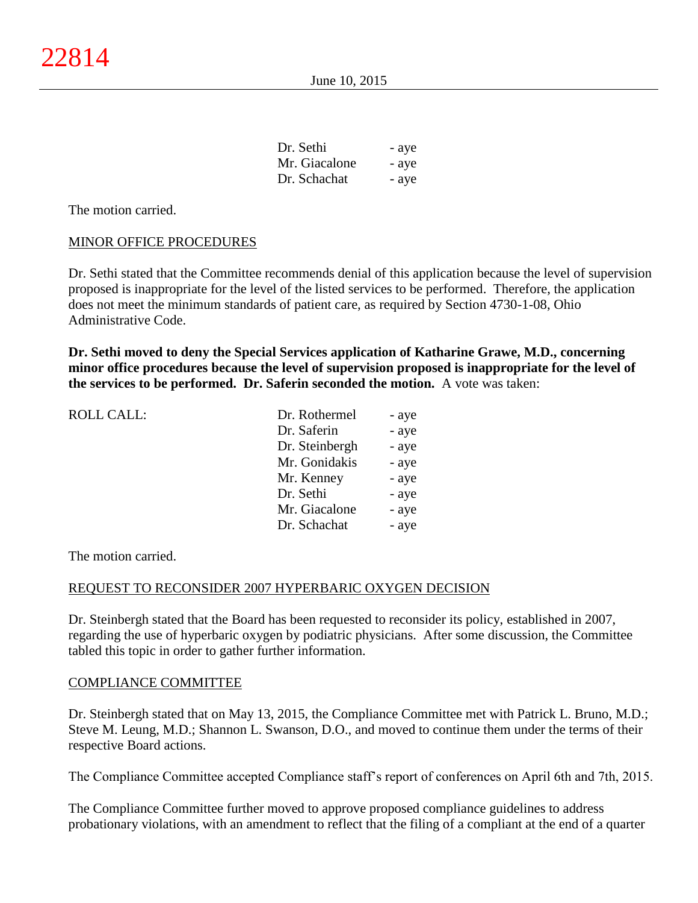| | | |
|---|---|---|
| | Dr. Sethi | - aye |
| | Mr. Giacalone | - aye |
| | Dr. Schachat | - aye |

The motion carried.

MINOR OFFICE PROCEDURES

Dr. Sethi stated that the Committee recommends denial of this application because the level of supervision proposed is inappropriate for the level of the listed services to be performed. Therefore, the application does not meet the minimum standards of patient care, as required by Section 4730-1-08, Ohio Administrative Code.

**Dr. Sethi moved to deny the Special Services application of Katharine Grawe, M.D., concerning minor office procedures because the level of supervision proposed is inappropriate for the level of the services to be performed. Dr. Saferin seconded the motion.** A vote was taken:

| | | |
|---|---|---|
| ROLL CALL: | Dr. Rothermel | - aye |
| | Dr. Saferin | - aye |
| | Dr. Steinbergh | - aye |
| | Mr. Gonidakis | - aye |
| | Mr. Kenney | - aye |
| | Dr. Sethi | - aye |
| | Mr. Giacalone | - aye |
| | Dr. Schachat | - aye |

The motion carried.

REQUEST TO RECONSIDER 2007 HYPERBARIC OXYGEN DECISION

Dr. Steinbergh stated that the Board has been requested to reconsider its policy, established in 2007, regarding the use of hyperbaric oxygen by podiatric physicians. After some discussion, the Committee tabled this topic in order to gather further information.

COMPLIANCE COMMITTEE

Dr. Steinbergh stated that on May 13, 2015, the Compliance Committee met with Patrick L. Bruno, M.D.; Steve M. Leung, M.D.; Shannon L. Swanson, D.O., and moved to continue them under the terms of their respective Board actions.

The Compliance Committee accepted Compliance staff's report of conferences on April 6th and 7th, 2015.

The Compliance Committee further moved to approve proposed compliance guidelines to address probationary violations, with an amendment to reflect that the filing of a compliant at the end of a quarter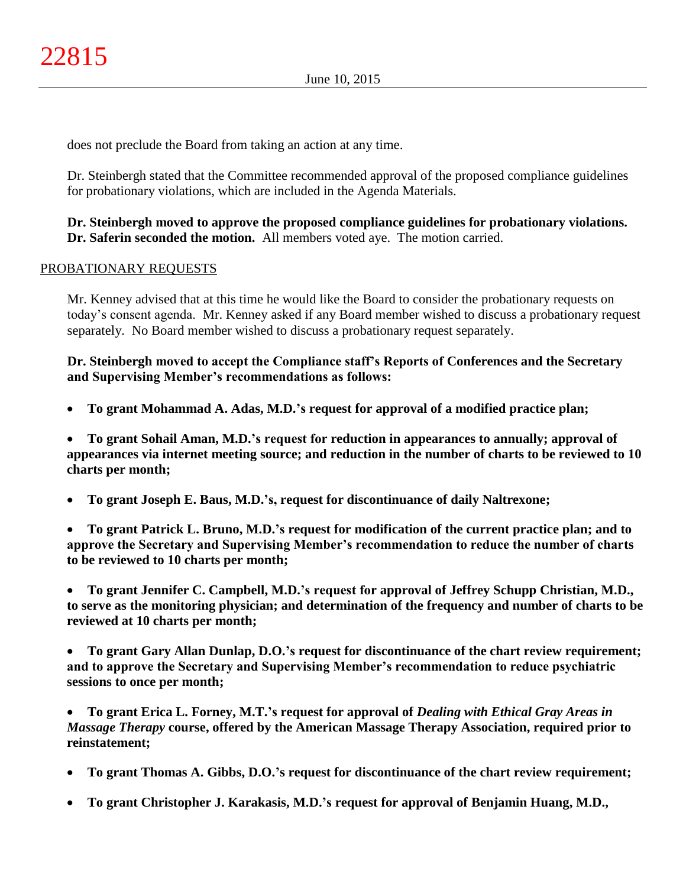does not preclude the Board from taking an action at any time.

Dr. Steinbergh stated that the Committee recommended approval of the proposed compliance guidelines for probationary violations, which are included in the Agenda Materials.

**Dr. Steinbergh moved to approve the proposed compliance guidelines for probationary violations. Dr. Saferin seconded the motion.** All members voted aye. The motion carried.

PROBATIONARY REQUESTS

Mr. Kenney advised that at this time he would like the Board to consider the probationary requests on today's consent agenda. Mr. Kenney asked if any Board member wished to discuss a probationary request separately. No Board member wished to discuss a probationary request separately.

**Dr. Steinbergh moved to accept the Compliance staff's Reports of Conferences and the Secretary and Supervising Member's recommendations as follows:**

- **To grant Mohammad A. Adas, M.D.'s request for approval of a modified practice plan;**

- **To grant Sohail Aman, M.D.'s request for reduction in appearances to annually; approval of appearances via internet meeting source; and reduction in the number of charts to be reviewed to 10 charts per month;**

- **To grant Joseph E. Baus, M.D.'s, request for discontinuance of daily Naltrexone;**

- **To grant Patrick L. Bruno, M.D.'s request for modification of the current practice plan; and to approve the Secretary and Supervising Member's recommendation to reduce the number of charts to be reviewed to 10 charts per month;**

- **To grant Jennifer C. Campbell, M.D.'s request for approval of Jeffrey Schupp Christian, M.D., to serve as the monitoring physician; and determination of the frequency and number of charts to be reviewed at 10 charts per month;**

- **To grant Gary Allan Dunlap, D.O.'s request for discontinuance of the chart review requirement; and to approve the Secretary and Supervising Member's recommendation to reduce psychiatric sessions to once per month;**

- **To grant Erica L. Forney, M.T.'s request for approval of *Dealing with Ethical Gray Areas in Massage Therapy* course, offered by the American Massage Therapy Association, required prior to reinstatement;**

- **To grant Thomas A. Gibbs, D.O.'s request for discontinuance of the chart review requirement;**

- **To grant Christopher J. Karakasis, M.D.'s request for approval of Benjamin Huang, M.D.,**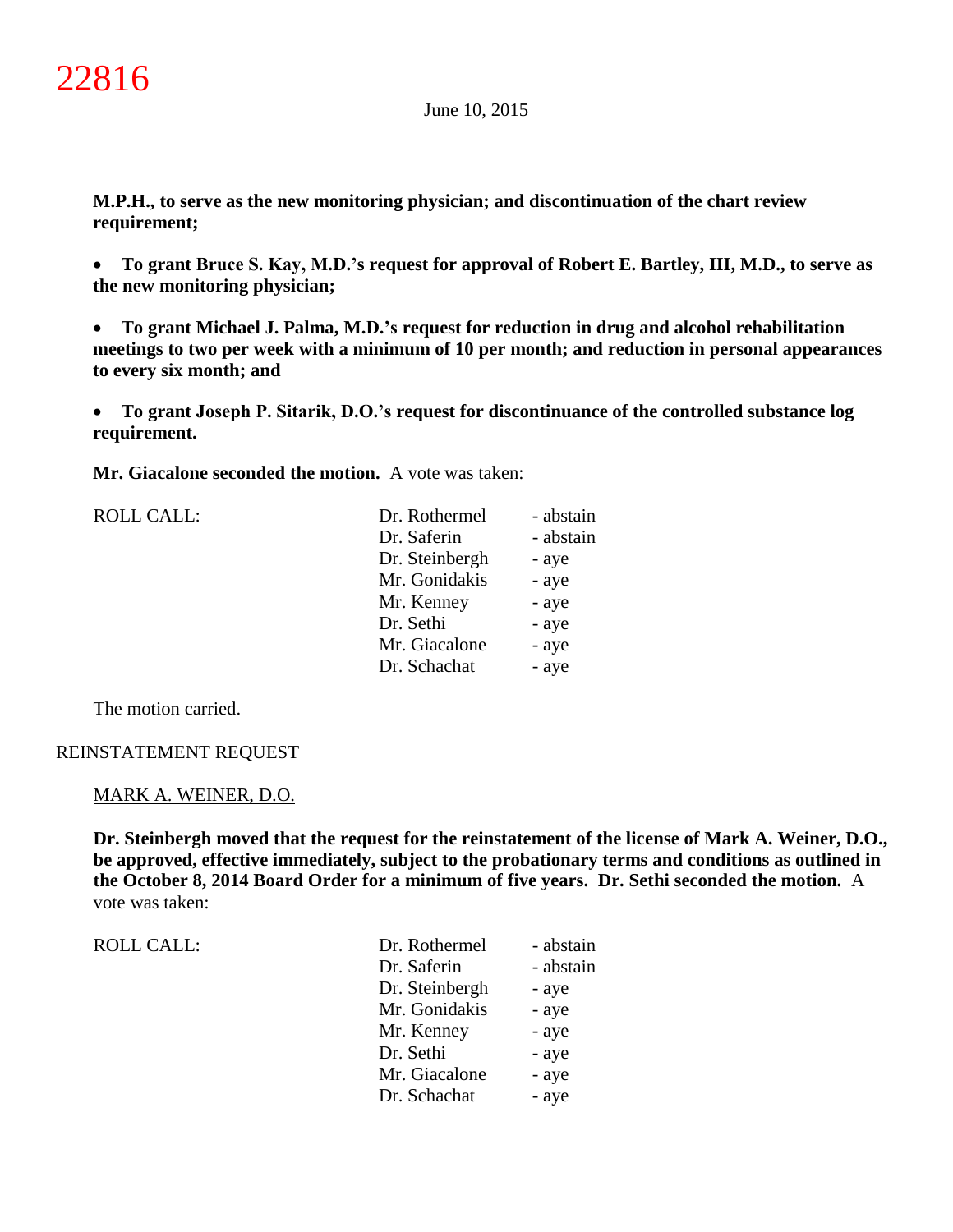**M.P.H., to serve as the new monitoring physician; and discontinuation of the chart review requirement;**

- **To grant Bruce S. Kay, M.D.'s request for approval of Robert E. Bartley, III, M.D., to serve as the new monitoring physician;**

- **To grant Michael J. Palma, M.D.'s request for reduction in drug and alcohol rehabilitation meetings to two per week with a minimum of 10 per month; and reduction in personal appearances to every six month; and**

- **To grant Joseph P. Sitarik, D.O.'s request for discontinuance of the controlled substance log requirement.**

**Mr. Giacalone seconded the motion.** A vote was taken:

| ROLL CALL: | | |
|---|---|---|
| | Dr. Rothermel | - abstain |
| | Dr. Saferin | - abstain |
| | Dr. Steinbergh | - aye |
| | Mr. Gonidakis | - aye |
| | Mr. Kenney | - aye |
| | Dr. Sethi | - aye |
| | Mr. Giacalone | - aye |
| | Dr. Schachat | - aye |

The motion carried.

REINSTATEMENT REQUEST

MARK A. WEINER, D.O.

**Dr. Steinbergh moved that the request for the reinstatement of the license of Mark A. Weiner, D.O., be approved, effective immediately, subject to the probationary terms and conditions as outlined in the October 8, 2014 Board Order for a minimum of five years. Dr. Sethi seconded the motion.** A vote was taken:

| ROLL CALL: | | |
|---|---|---|
| | Dr. Rothermel | - abstain |
| | Dr. Saferin | - abstain |
| | Dr. Steinbergh | - aye |
| | Mr. Gonidakis | - aye |
| | Mr. Kenney | - aye |
| | Dr. Sethi | - aye |
| | Mr. Giacalone | - aye |
| | Dr. Schachat | - aye |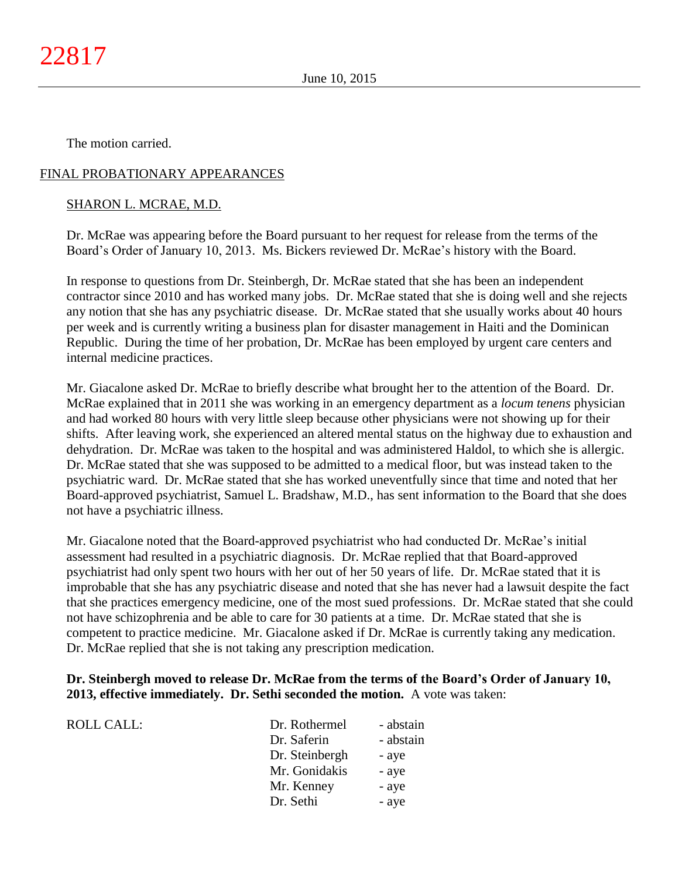The motion carried.

FINAL PROBATIONARY APPEARANCES

SHARON L. MCRAE, M.D.

Dr. McRae was appearing before the Board pursuant to her request for release from the terms of the Board's Order of January 10, 2013. Ms. Bickers reviewed Dr. McRae's history with the Board.

In response to questions from Dr. Steinbergh, Dr. McRae stated that she has been an independent contractor since 2010 and has worked many jobs. Dr. McRae stated that she is doing well and she rejects any notion that she has any psychiatric disease. Dr. McRae stated that she usually works about 40 hours per week and is currently writing a business plan for disaster management in Haiti and the Dominican Republic. During the time of her probation, Dr. McRae has been employed by urgent care centers and internal medicine practices.

Mr. Giacalone asked Dr. McRae to briefly describe what brought her to the attention of the Board. Dr. McRae explained that in 2011 she was working in an emergency department as a *locum tenens* physician and had worked 80 hours with very little sleep because other physicians were not showing up for their shifts. After leaving work, she experienced an altered mental status on the highway due to exhaustion and dehydration. Dr. McRae was taken to the hospital and was administered Haldol, to which she is allergic. Dr. McRae stated that she was supposed to be admitted to a medical floor, but was instead taken to the psychiatric ward. Dr. McRae stated that she has worked uneventfully since that time and noted that her Board-approved psychiatrist, Samuel L. Bradshaw, M.D., has sent information to the Board that she does not have a psychiatric illness.

Mr. Giacalone noted that the Board-approved psychiatrist who had conducted Dr. McRae's initial assessment had resulted in a psychiatric diagnosis. Dr. McRae replied that that Board-approved psychiatrist had only spent two hours with her out of her 50 years of life. Dr. McRae stated that it is improbable that she has any psychiatric disease and noted that she has never had a lawsuit despite the fact that she practices emergency medicine, one of the most sued professions. Dr. McRae stated that she could not have schizophrenia and be able to care for 30 patients at a time. Dr. McRae stated that she is competent to practice medicine. Mr. Giacalone asked if Dr. McRae is currently taking any medication. Dr. McRae replied that she is not taking any prescription medication.

**Dr. Steinbergh moved to release Dr. McRae from the terms of the Board's Order of January 10, 2013, effective immediately. Dr. Sethi seconded the motion.** A vote was taken:

| ROLL CALL: | Dr. Rothermel | - abstain |
|---|---|---|
| | Dr. Saferin | - abstain |
| | Dr. Steinbergh | - aye |
| | Mr. Gonidakis | - aye |
| | Mr. Kenney | - aye |
| | Dr. Sethi | - aye |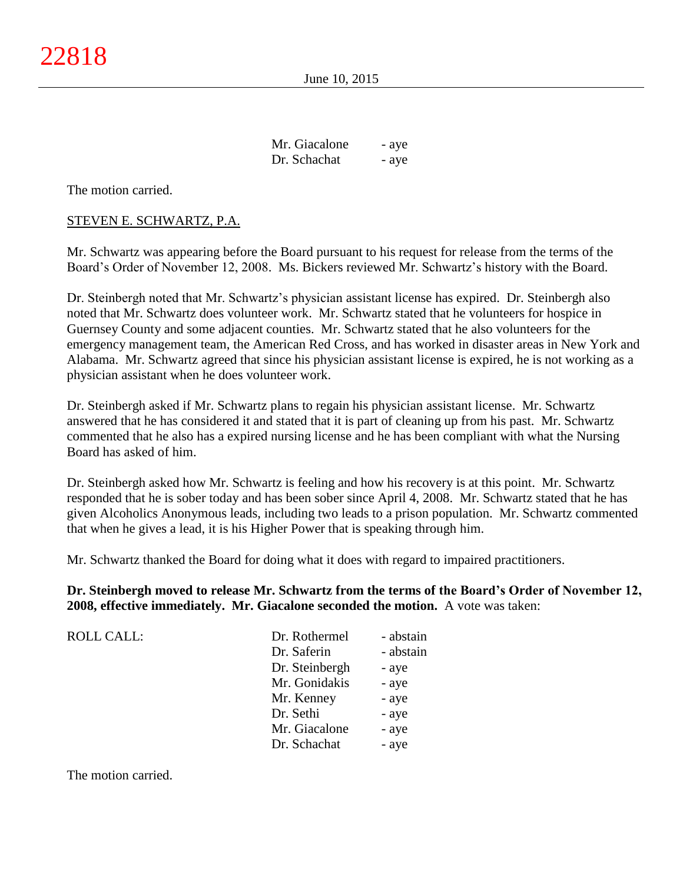| | | |
|---|---|---|
| | Mr. Giacalone | - aye |
| | Dr. Schachat | - aye |

The motion carried.

STEVEN E. SCHWARTZ, P.A.

Mr. Schwartz was appearing before the Board pursuant to his request for release from the terms of the Board's Order of November 12, 2008. Ms. Bickers reviewed Mr. Schwartz's history with the Board.

Dr. Steinbergh noted that Mr. Schwartz's physician assistant license has expired. Dr. Steinbergh also noted that Mr. Schwartz does volunteer work. Mr. Schwartz stated that he volunteers for hospice in Guernsey County and some adjacent counties. Mr. Schwartz stated that he also volunteers for the emergency management team, the American Red Cross, and has worked in disaster areas in New York and Alabama. Mr. Schwartz agreed that since his physician assistant license is expired, he is not working as a physician assistant when he does volunteer work.

Dr. Steinbergh asked if Mr. Schwartz plans to regain his physician assistant license. Mr. Schwartz answered that he has considered it and stated that it is part of cleaning up from his past. Mr. Schwartz commented that he also has a expired nursing license and he has been compliant with what the Nursing Board has asked of him.

Dr. Steinbergh asked how Mr. Schwartz is feeling and how his recovery is at this point. Mr. Schwartz responded that he is sober today and has been sober since April 4, 2008. Mr. Schwartz stated that he has given Alcoholics Anonymous leads, including two leads to a prison population. Mr. Schwartz commented that when he gives a lead, it is his Higher Power that is speaking through him.

Mr. Schwartz thanked the Board for doing what it does with regard to impaired practitioners.

**Dr. Steinbergh moved to release Mr. Schwartz from the terms of the Board's Order of November 12, 2008, effective immediately. Mr. Giacalone seconded the motion.** A vote was taken:

| | | |
|---|---|---|
| ROLL CALL: | Dr. Rothermel | - abstain |
| | Dr. Saferin | - abstain |
| | Dr. Steinbergh | - aye |
| | Mr. Gonidakis | - aye |
| | Mr. Kenney | - aye |
| | Dr. Sethi | - aye |
| | Mr. Giacalone | - aye |
| | Dr. Schachat | - aye |

The motion carried.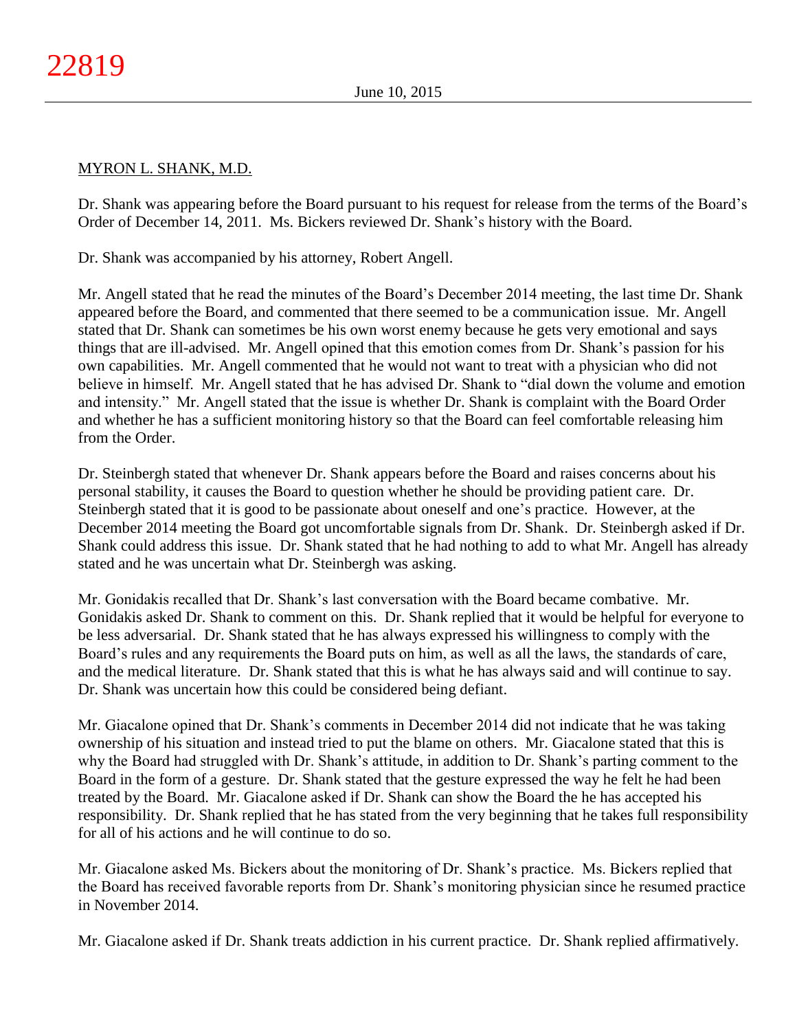MYRON L. SHANK, M.D.

Dr. Shank was appearing before the Board pursuant to his request for release from the terms of the Board's Order of December 14, 2011. Ms. Bickers reviewed Dr. Shank's history with the Board.

Dr. Shank was accompanied by his attorney, Robert Angell.

Mr. Angell stated that he read the minutes of the Board's December 2014 meeting, the last time Dr. Shank appeared before the Board, and commented that there seemed to be a communication issue. Mr. Angell stated that Dr. Shank can sometimes be his own worst enemy because he gets very emotional and says things that are ill-advised. Mr. Angell opined that this emotion comes from Dr. Shank's passion for his own capabilities. Mr. Angell commented that he would not want to treat with a physician who did not believe in himself. Mr. Angell stated that he has advised Dr. Shank to "dial down the volume and emotion and intensity." Mr. Angell stated that the issue is whether Dr. Shank is complaint with the Board Order and whether he has a sufficient monitoring history so that the Board can feel comfortable releasing him from the Order.

Dr. Steinbergh stated that whenever Dr. Shank appears before the Board and raises concerns about his personal stability, it causes the Board to question whether he should be providing patient care. Dr. Steinbergh stated that it is good to be passionate about oneself and one's practice. However, at the December 2014 meeting the Board got uncomfortable signals from Dr. Shank. Dr. Steinbergh asked if Dr. Shank could address this issue. Dr. Shank stated that he had nothing to add to what Mr. Angell has already stated and he was uncertain what Dr. Steinbergh was asking.

Mr. Gonidakis recalled that Dr. Shank's last conversation with the Board became combative. Mr. Gonidakis asked Dr. Shank to comment on this. Dr. Shank replied that it would be helpful for everyone to be less adversarial. Dr. Shank stated that he has always expressed his willingness to comply with the Board's rules and any requirements the Board puts on him, as well as all the laws, the standards of care, and the medical literature. Dr. Shank stated that this is what he has always said and will continue to say. Dr. Shank was uncertain how this could be considered being defiant.

Mr. Giacalone opined that Dr. Shank's comments in December 2014 did not indicate that he was taking ownership of his situation and instead tried to put the blame on others. Mr. Giacalone stated that this is why the Board had struggled with Dr. Shank's attitude, in addition to Dr. Shank's parting comment to the Board in the form of a gesture. Dr. Shank stated that the gesture expressed the way he felt he had been treated by the Board. Mr. Giacalone asked if Dr. Shank can show the Board the he has accepted his responsibility. Dr. Shank replied that he has stated from the very beginning that he takes full responsibility for all of his actions and he will continue to do so.

Mr. Giacalone asked Ms. Bickers about the monitoring of Dr. Shank's practice. Ms. Bickers replied that the Board has received favorable reports from Dr. Shank's monitoring physician since he resumed practice in November 2014.

Mr. Giacalone asked if Dr. Shank treats addiction in his current practice. Dr. Shank replied affirmatively.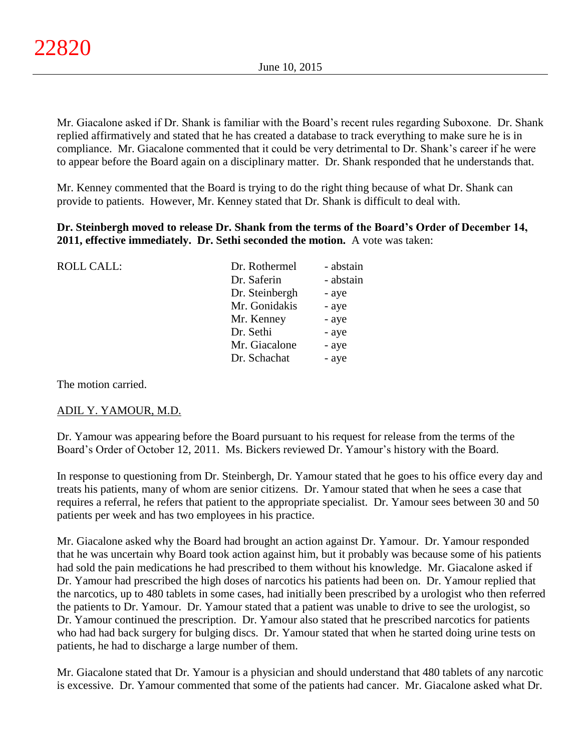Mr. Giacalone asked if Dr. Shank is familiar with the Board's recent rules regarding Suboxone. Dr. Shank replied affirmatively and stated that he has created a database to track everything to make sure he is in compliance. Mr. Giacalone commented that it could be very detrimental to Dr. Shank's career if he were to appear before the Board again on a disciplinary matter. Dr. Shank responded that he understands that.

Mr. Kenney commented that the Board is trying to do the right thing because of what Dr. Shank can provide to patients. However, Mr. Kenney stated that Dr. Shank is difficult to deal with.

**Dr. Steinbergh moved to release Dr. Shank from the terms of the Board's Order of December 14, 2011, effective immediately. Dr. Sethi seconded the motion.** A vote was taken:

| ROLL CALL: | Dr. Rothermel | - abstain |
|---|---|---|
| | Dr. Saferin | - abstain |
| | Dr. Steinbergh | - aye |
| | Mr. Gonidakis | - aye |
| | Mr. Kenney | - aye |
| | Dr. Sethi | - aye |
| | Mr. Giacalone | - aye |
| | Dr. Schachat | - aye |

The motion carried.

ADIL Y. YAMOUR, M.D.

Dr. Yamour was appearing before the Board pursuant to his request for release from the terms of the Board's Order of October 12, 2011. Ms. Bickers reviewed Dr. Yamour's history with the Board.

In response to questioning from Dr. Steinbergh, Dr. Yamour stated that he goes to his office every day and treats his patients, many of whom are senior citizens. Dr. Yamour stated that when he sees a case that requires a referral, he refers that patient to the appropriate specialist. Dr. Yamour sees between 30 and 50 patients per week and has two employees in his practice.

Mr. Giacalone asked why the Board had brought an action against Dr. Yamour. Dr. Yamour responded that he was uncertain why Board took action against him, but it probably was because some of his patients had sold the pain medications he had prescribed to them without his knowledge. Mr. Giacalone asked if Dr. Yamour had prescribed the high doses of narcotics his patients had been on. Dr. Yamour replied that the narcotics, up to 480 tablets in some cases, had initially been prescribed by a urologist who then referred the patients to Dr. Yamour. Dr. Yamour stated that a patient was unable to drive to see the urologist, so Dr. Yamour continued the prescription. Dr. Yamour also stated that he prescribed narcotics for patients who had had back surgery for bulging discs. Dr. Yamour stated that when he started doing urine tests on patients, he had to discharge a large number of them.

Mr. Giacalone stated that Dr. Yamour is a physician and should understand that 480 tablets of any narcotic is excessive. Dr. Yamour commented that some of the patients had cancer. Mr. Giacalone asked what Dr.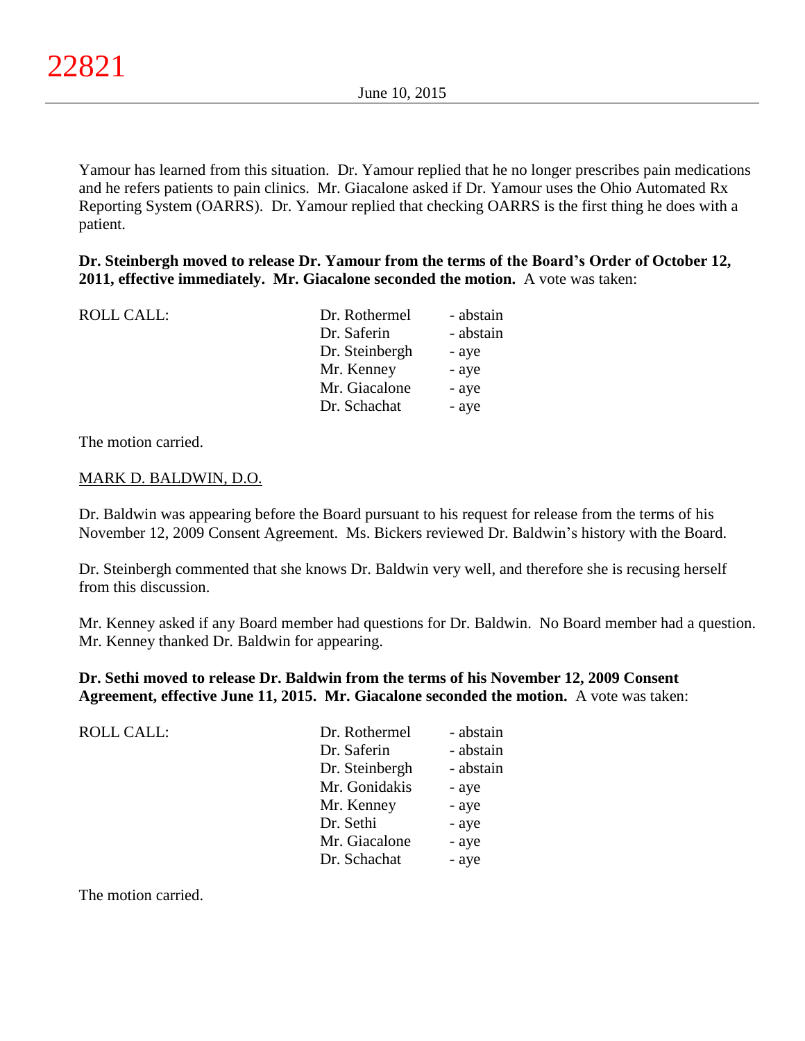Yamour has learned from this situation. Dr. Yamour replied that he no longer prescribes pain medications and he refers patients to pain clinics. Mr. Giacalone asked if Dr. Yamour uses the Ohio Automated Rx Reporting System (OARRS). Dr. Yamour replied that checking OARRS is the first thing he does with a patient.

**Dr. Steinbergh moved to release Dr. Yamour from the terms of the Board's Order of October 12, 2011, effective immediately. Mr. Giacalone seconded the motion.** A vote was taken:

| ROLL CALL: | Dr. Rothermel | - abstain |
|---|---|---|
| | Dr. Saferin | - abstain |
| | Dr. Steinbergh | - aye |
| | Mr. Kenney | - aye |
| | Mr. Giacalone | - aye |
| | Dr. Schachat | - aye |

The motion carried.

MARK D. BALDWIN, D.O.

Dr. Baldwin was appearing before the Board pursuant to his request for release from the terms of his November 12, 2009 Consent Agreement. Ms. Bickers reviewed Dr. Baldwin's history with the Board.

Dr. Steinbergh commented that she knows Dr. Baldwin very well, and therefore she is recusing herself from this discussion.

Mr. Kenney asked if any Board member had questions for Dr. Baldwin. No Board member had a question. Mr. Kenney thanked Dr. Baldwin for appearing.

**Dr. Sethi moved to release Dr. Baldwin from the terms of his November 12, 2009 Consent Agreement, effective June 11, 2015. Mr. Giacalone seconded the motion.** A vote was taken:

| ROLL CALL: | Dr. Rothermel | - abstain |
|---|---|---|
| | Dr. Saferin | - abstain |
| | Dr. Steinbergh | - abstain |
| | Mr. Gonidakis | - aye |
| | Mr. Kenney | - aye |
| | Dr. Sethi | - aye |
| | Mr. Giacalone | - aye |
| | Dr. Schachat | - aye |

The motion carried.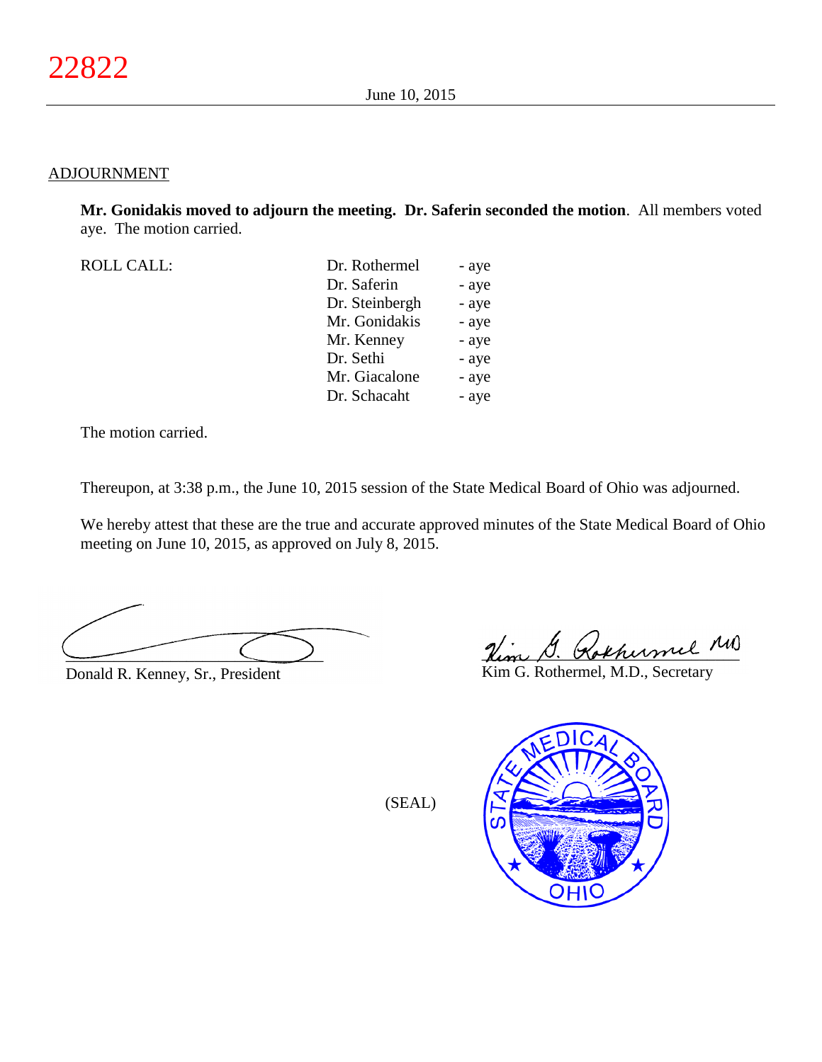## ADJOURNMENT

**Mr. Gonidakis moved to adjourn the meeting. Dr. Saferin seconded the motion**. All members voted aye. The motion carried.

| | | |
|---|---|---|
| ROLL CALL: | Dr. Rothermel | - aye |
| | Dr. Saferin | - aye |
| | Dr. Steinbergh | - aye |
| | Mr. Gonidakis | - aye |
| | Mr. Kenney | - aye |
| | Dr. Sethi | - aye |
| | Mr. Giacalone | - aye |
| | Dr. Schacaht | - aye |

The motion carried.

Thereupon, at 3:38 p.m., the June 10, 2015 session of the State Medical Board of Ohio was adjourned.

We hereby attest that these are the true and accurate approved minutes of the State Medical Board of Ohio meeting on June 10, 2015, as approved on July 8, 2015.

Donald R. Kenney, Sr., President

Kim G. Rothermel, M.D., Secretary

(SEAL)